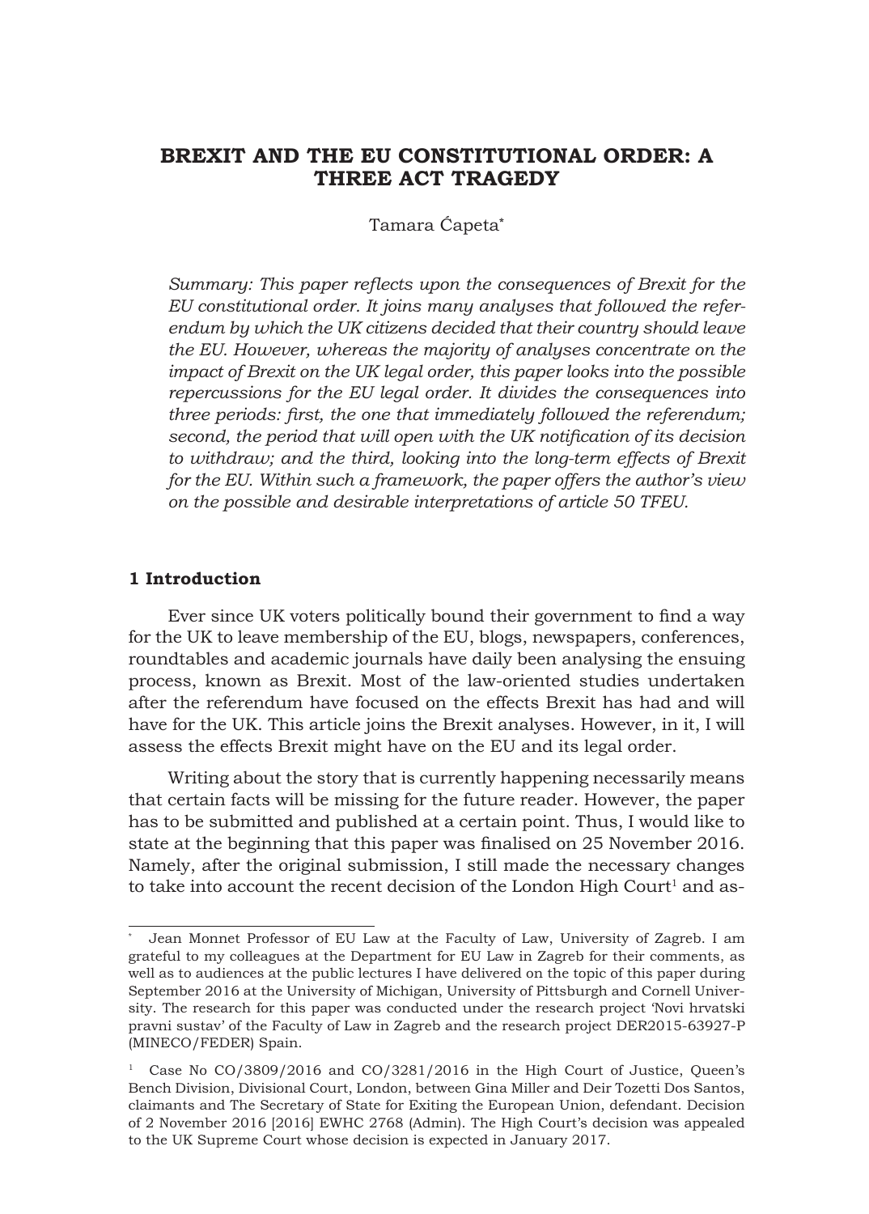# BREXIT AND THE EU CONSTITUTIONAL ORDER: A THREE ACT TRAGEDY

Tamara Ćapeta*

*Summary: This paper reflects upon the consequences of Brexit for the EU constitutional order. It joins many analyses that followed the referendum by which the UK citizens decided that their country should leave the EU. However, whereas the majority of analyses concentrate on the impact of Brexit on the UK legal order, this paper looks into the possible repercussions for the EU legal order. It divides the consequences into three periods: first, the one that immediately followed the referendum; second, the period that will open with the UK notification of its decision to withdraw; and the third, looking into the long-term effects of Brexit for the EU. Within such a framework, the paper offers the author's view on the possible and desirable interpretations of article 50 TFEU.*

## 1 Introduction

Ever since UK voters politically bound their government to find a way for the UK to leave membership of the EU, blogs, newspapers, conferences, roundtables and academic journals have daily been analysing the ensuing process, known as Brexit. Most of the law-oriented studies undertaken after the referendum have focused on the effects Brexit has had and will have for the UK. This article joins the Brexit analyses. However, in it, I will assess the effects Brexit might have on the EU and its legal order.

Writing about the story that is currently happening necessarily means that certain facts will be missing for the future reader. However, the paper has to be submitted and published at a certain point. Thus, I would like to state at the beginning that this paper was finalised on 25 November 2016. Namely, after the original submission, I still made the necessary changes to take into account the recent decision of the London High Court[1] and as-

---

\* Jean Monnet Professor of EU Law at the Faculty of Law, University of Zagreb. I am grateful to my colleagues at the Department for EU Law in Zagreb for their comments, as well as to audiences at the public lectures I have delivered on the topic of this paper during September 2016 at the University of Michigan, University of Pittsburgh and Cornell University. The research for this paper was conducted under the research project 'Novi hrvatski pravni sustav' of the Faculty of Law in Zagreb and the research project DER2015-63927-P (MINECO/FEDER) Spain.

[1] Case No CO/3809/2016 and CO/3281/2016 in the High Court of Justice, Queen's Bench Division, Divisional Court, London, between Gina Miller and Deir Tozetti Dos Santos, claimants and The Secretary of State for Exiting the European Union, defendant. Decision of 2 November 2016 [2016] EWHC 2768 (Admin). The High Court's decision was appealed to the UK Supreme Court whose decision is expected in January 2017.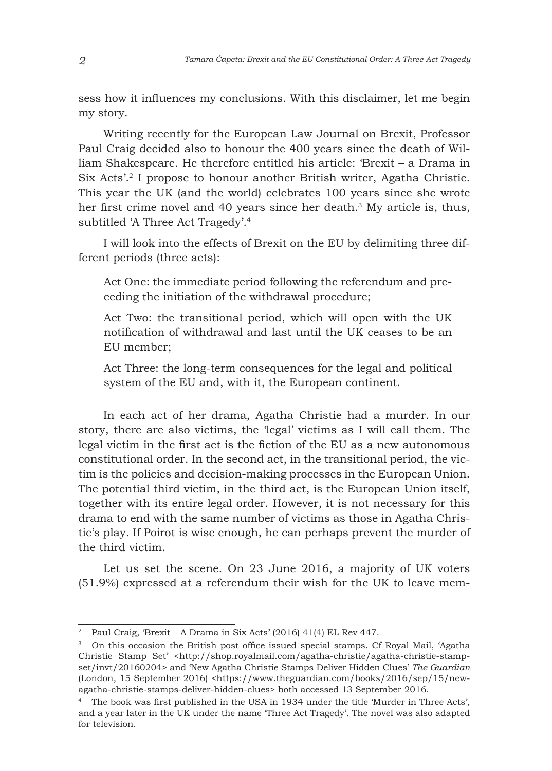sess how it influences my conclusions. With this disclaimer, let me begin my story.

Writing recently for the European Law Journal on Brexit, Professor Paul Craig decided also to honour the 400 years since the death of William Shakespeare. He therefore entitled his article: 'Brexit – a Drama in Six Acts'.[2] I propose to honour another British writer, Agatha Christie. This year the UK (and the world) celebrates 100 years since she wrote her first crime novel and 40 years since her death.[3] My article is, thus, subtitled 'A Three Act Tragedy'.[4]

I will look into the effects of Brexit on the EU by delimiting three different periods (three acts):

> Act One: the immediate period following the referendum and preceding the initiation of the withdrawal procedure;
>
> Act Two: the transitional period, which will open with the UK notification of withdrawal and last until the UK ceases to be an EU member;
>
> Act Three: the long-term consequences for the legal and political system of the EU and, with it, the European continent.

In each act of her drama, Agatha Christie had a murder. In our story, there are also victims, the 'legal' victims as I will call them. The legal victim in the first act is the fiction of the EU as a new autonomous constitutional order. In the second act, in the transitional period, the victim is the policies and decision-making processes in the European Union. The potential third victim, in the third act, is the European Union itself, together with its entire legal order. However, it is not necessary for this drama to end with the same number of victims as those in Agatha Christie's play. If Poirot is wise enough, he can perhaps prevent the murder of the third victim.

Let us set the scene. On 23 June 2016, a majority of UK voters (51.9%) expressed at a referendum their wish for the UK to leave mem-

---

[2] Paul Craig, 'Brexit – A Drama in Six Acts' (2016) 41(4) EL Rev 447.

[3] On this occasion the British post office issued special stamps. Cf Royal Mail, 'Agatha Christie Stamp Set' <http://shop.royalmail.com/agatha-christie/agatha-christie-stamp-set/invt/20160204> and 'New Agatha Christie Stamps Deliver Hidden Clues' *The Guardian* (London, 15 September 2016) <https://www.theguardian.com/books/2016/sep/15/new-agatha-christie-stamps-deliver-hidden-clues> both accessed 13 September 2016.

[4] The book was first published in the USA in 1934 under the title 'Murder in Three Acts', and a year later in the UK under the name 'Three Act Tragedy'. The novel was also adapted for television.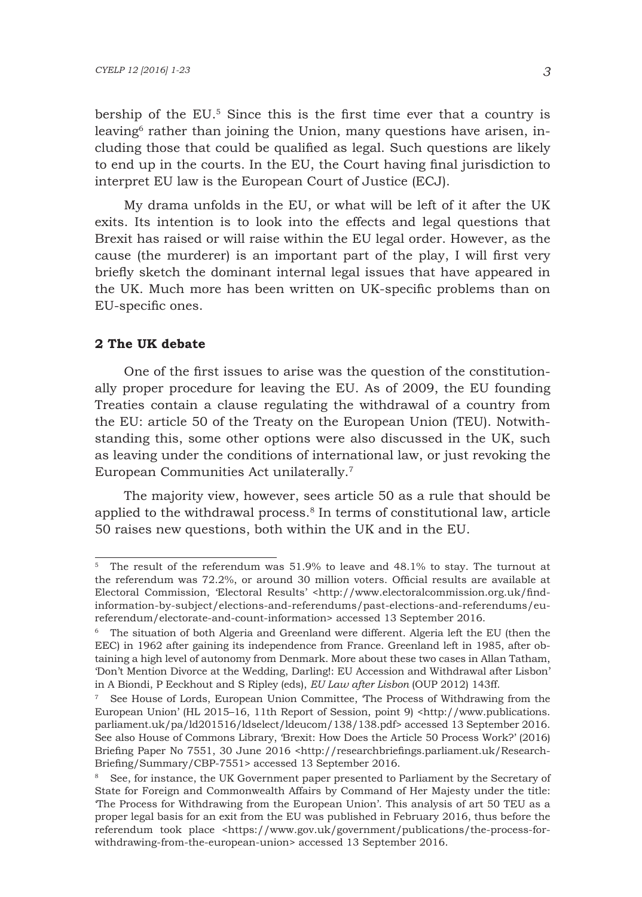bership of the EU.[5] Since this is the first time ever that a country is leaving[6] rather than joining the Union, many questions have arisen, including those that could be qualified as legal. Such questions are likely to end up in the courts. In the EU, the Court having final jurisdiction to interpret EU law is the European Court of Justice (ECJ).

My drama unfolds in the EU, or what will be left of it after the UK exits. Its intention is to look into the effects and legal questions that Brexit has raised or will raise within the EU legal order. However, as the cause (the murderer) is an important part of the play, I will first very briefly sketch the dominant internal legal issues that have appeared in the UK. Much more has been written on UK-specific problems than on EU-specific ones.

## 2 The UK debate

One of the first issues to arise was the question of the constitutionally proper procedure for leaving the EU. As of 2009, the EU founding Treaties contain a clause regulating the withdrawal of a country from the EU: article 50 of the Treaty on the European Union (TEU). Notwithstanding this, some other options were also discussed in the UK, such as leaving under the conditions of international law, or just revoking the European Communities Act unilaterally.[7]

The majority view, however, sees article 50 as a rule that should be applied to the withdrawal process.[8] In terms of constitutional law, article 50 raises new questions, both within the UK and in the EU.

---

[5] The result of the referendum was 51.9% to leave and 48.1% to stay. The turnout at the referendum was 72.2%, or around 30 million voters. Official results are available at Electoral Commission, 'Electoral Results' <http://www.electoralcommission.org.uk/find-information-by-subject/elections-and-referendums/past-elections-and-referendums/eu-referendum/electorate-and-count-information> accessed 13 September 2016.

[6] The situation of both Algeria and Greenland were different. Algeria left the EU (then the EEC) in 1962 after gaining its independence from France. Greenland left in 1985, after obtaining a high level of autonomy from Denmark. More about these two cases in Allan Tatham, 'Don't Mention Divorce at the Wedding, Darling!: EU Accession and Withdrawal after Lisbon' in A Biondi, P Eeckhout and S Ripley (eds), *EU Law after Lisbon* (OUP 2012) 143ff.

[7] See House of Lords, European Union Committee, 'The Process of Withdrawing from the European Union' (HL 2015–16, 11th Report of Session, point 9) <http://www.publications.parliament.uk/pa/ld201516/ldselect/ldeucom/138/138.pdf> accessed 13 September 2016. See also House of Commons Library, 'Brexit: How Does the Article 50 Process Work?' (2016) Briefing Paper No 7551, 30 June 2016 <http://researchbriefings.parliament.uk/ResearchBriefing/Summary/CBP-7551> accessed 13 September 2016.

[8] See, for instance, the UK Government paper presented to Parliament by the Secretary of State for Foreign and Commonwealth Affairs by Command of Her Majesty under the title: 'The Process for Withdrawing from the European Union'. This analysis of art 50 TEU as a proper legal basis for an exit from the EU was published in February 2016, thus before the referendum took place <https://www.gov.uk/government/publications/the-process-for-withdrawing-from-the-european-union> accessed 13 September 2016.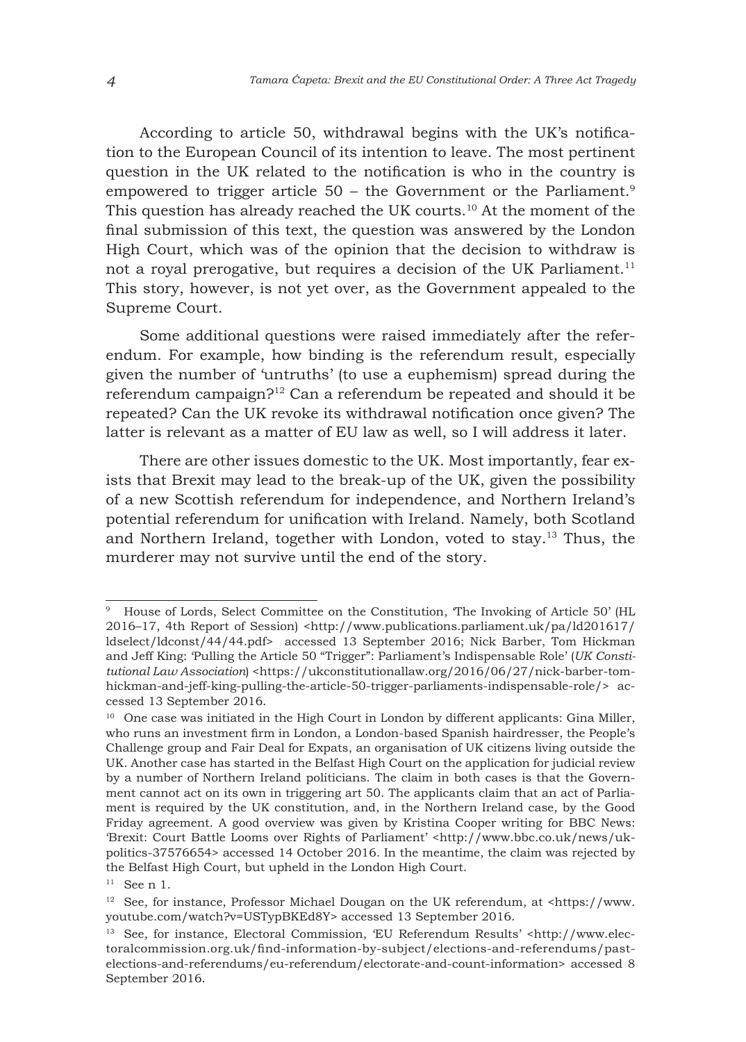According to article 50, withdrawal begins with the UK's notification to the European Council of its intention to leave. The most pertinent question in the UK related to the notification is who in the country is empowered to trigger article 50 – the Government or the Parliament.[9] This question has already reached the UK courts.[10] At the moment of the final submission of this text, the question was answered by the London High Court, which was of the opinion that the decision to withdraw is not a royal prerogative, but requires a decision of the UK Parliament.[11] This story, however, is not yet over, as the Government appealed to the Supreme Court.

Some additional questions were raised immediately after the referendum. For example, how binding is the referendum result, especially given the number of 'untruths' (to use a euphemism) spread during the referendum campaign?[12] Can a referendum be repeated and should it be repeated? Can the UK revoke its withdrawal notification once given? The latter is relevant as a matter of EU law as well, so I will address it later.

There are other issues domestic to the UK. Most importantly, fear exists that Brexit may lead to the break-up of the UK, given the possibility of a new Scottish referendum for independence, and Northern Ireland's potential referendum for unification with Ireland. Namely, both Scotland and Northern Ireland, together with London, voted to stay.[13] Thus, the murderer may not survive until the end of the story.

---

[9] House of Lords, Select Committee on the Constitution, 'The Invoking of Article 50' (HL 2016–17, 4th Report of Session) <http://www.publications.parliament.uk/pa/ld201617/ldselect/ldconst/44/44.pdf> accessed 13 September 2016; Nick Barber, Tom Hickman and Jeff King: 'Pulling the Article 50 "Trigger": Parliament's Indispensable Role' (*UK Constitutional Law Association*) <https://ukconstitutionallaw.org/2016/06/27/nick-barber-tom-hickman-and-jeff-king-pulling-the-article-50-trigger-parliaments-indispensable-role/> accessed 13 September 2016.

[10] One case was initiated in the High Court in London by different applicants: Gina Miller, who runs an investment firm in London, a London-based Spanish hairdresser, the People's Challenge group and Fair Deal for Expats, an organisation of UK citizens living outside the UK. Another case has started in the Belfast High Court on the application for judicial review by a number of Northern Ireland politicians. The claim in both cases is that the Government cannot act on its own in triggering art 50. The applicants claim that an act of Parliament is required by the UK constitution, and, in the Northern Ireland case, by the Good Friday agreement. A good overview was given by Kristina Cooper writing for BBC News: 'Brexit: Court Battle Looms over Rights of Parliament' <http://www.bbc.co.uk/news/uk-politics-37576654> accessed 14 October 2016. In the meantime, the claim was rejected by the Belfast High Court, but upheld in the London High Court.

[11] See n 1.

[12] See, for instance, Professor Michael Dougan on the UK referendum, at <https://www.youtube.com/watch?v=USTypBKEd8Y> accessed 13 September 2016.

[13] See, for instance, Electoral Commission, 'EU Referendum Results' <http://www.electoralcommission.org.uk/find-information-by-subject/elections-and-referendums/past-elections-and-referendums/eu-referendum/electorate-and-count-information> accessed 8 September 2016.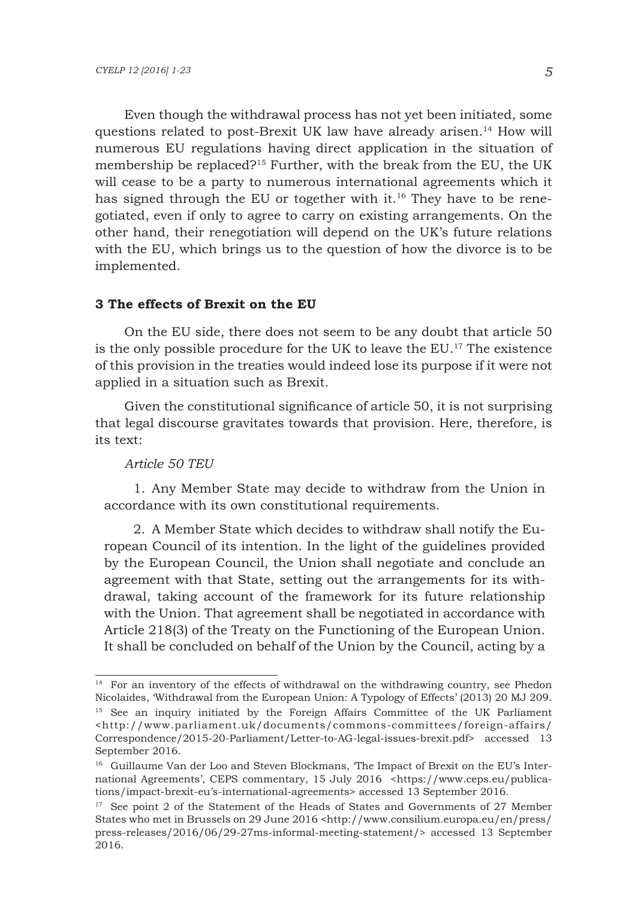Even though the withdrawal process has not yet been initiated, some questions related to post-Brexit UK law have already arisen.[14] How will numerous EU regulations having direct application in the situation of membership be replaced?[15] Further, with the break from the EU, the UK will cease to be a party to numerous international agreements which it has signed through the EU or together with it.[16] They have to be renegotiated, even if only to agree to carry on existing arrangements. On the other hand, their renegotiation will depend on the UK's future relations with the EU, which brings us to the question of how the divorce is to be implemented.

### 3 The effects of Brexit on the EU

On the EU side, there does not seem to be any doubt that article 50 is the only possible procedure for the UK to leave the EU.[17] The existence of this provision in the treaties would indeed lose its purpose if it were not applied in a situation such as Brexit.

Given the constitutional significance of article 50, it is not surprising that legal discourse gravitates towards that provision. Here, therefore, is its text:

*Article 50 TEU*

> 1. Any Member State may decide to withdraw from the Union in accordance with its own constitutional requirements.
>
> 2. A Member State which decides to withdraw shall notify the European Council of its intention. In the light of the guidelines provided by the European Council, the Union shall negotiate and conclude an agreement with that State, setting out the arrangements for its withdrawal, taking account of the framework for its future relationship with the Union. That agreement shall be negotiated in accordance with Article 218(3) of the Treaty on the Functioning of the European Union. It shall be concluded on behalf of the Union by the Council, acting by a

---

[14] For an inventory of the effects of withdrawal on the withdrawing country, see Phedon Nicolaides, 'Withdrawal from the European Union: A Typology of Effects' (2013) 20 MJ 209.

[15] See an inquiry initiated by the Foreign Affairs Committee of the UK Parliament <http://www.parliament.uk/documents/commons-committees/foreign-affairs/Correspondence/2015-20-Parliament/Letter-to-AG-legal-issues-brexit.pdf> accessed 13 September 2016.

[16] Guillaume Van der Loo and Steven Blockmans, 'The Impact of Brexit on the EU's International Agreements', CEPS commentary, 15 July 2016 <https://www.ceps.eu/publications/impact-brexit-eu's-international-agreements> accessed 13 September 2016.

[17] See point 2 of the Statement of the Heads of States and Governments of 27 Member States who met in Brussels on 29 June 2016 <http://www.consilium.europa.eu/en/press/press-releases/2016/06/29-27ms-informal-meeting-statement/> accessed 13 September 2016.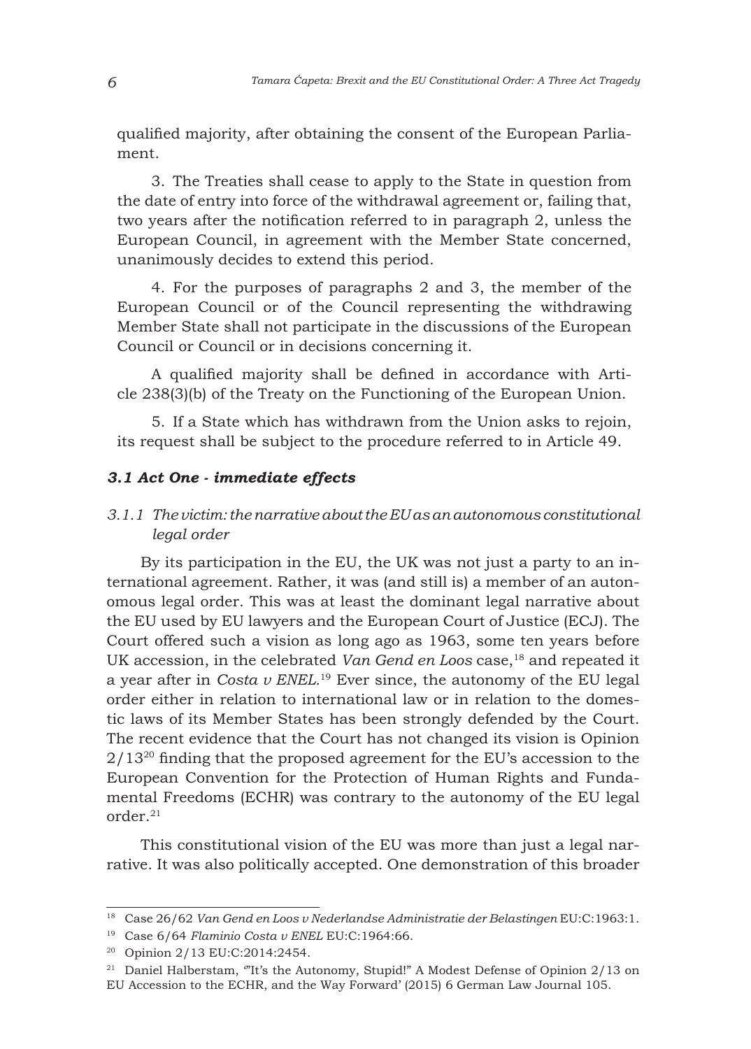qualified majority, after obtaining the consent of the European Parliament.

3. The Treaties shall cease to apply to the State in question from the date of entry into force of the withdrawal agreement or, failing that, two years after the notification referred to in paragraph 2, unless the European Council, in agreement with the Member State concerned, unanimously decides to extend this period.

4. For the purposes of paragraphs 2 and 3, the member of the European Council or of the Council representing the withdrawing Member State shall not participate in the discussions of the European Council or Council or in decisions concerning it.

A qualified majority shall be defined in accordance with Article 238(3)(b) of the Treaty on the Functioning of the European Union.

5. If a State which has withdrawn from the Union asks to rejoin, its request shall be subject to the procedure referred to in Article 49.

### *3.1 Act One - immediate effects*

#### *3.1.1 The victim: the narrative about the EU as an autonomous constitutional legal order*

By its participation in the EU, the UK was not just a party to an international agreement. Rather, it was (and still is) a member of an autonomous legal order. This was at least the dominant legal narrative about the EU used by EU lawyers and the European Court of Justice (ECJ). The Court offered such a vision as long ago as 1963, some ten years before UK accession, in the celebrated *Van Gend en Loos* case,[18] and repeated it a year after in *Costa v ENEL*.[19] Ever since, the autonomy of the EU legal order either in relation to international law or in relation to the domestic laws of its Member States has been strongly defended by the Court. The recent evidence that the Court has not changed its vision is Opinion 2/13[20] finding that the proposed agreement for the EU's accession to the European Convention for the Protection of Human Rights and Fundamental Freedoms (ECHR) was contrary to the autonomy of the EU legal order.[21]

This constitutional vision of the EU was more than just a legal narrative. It was also politically accepted. One demonstration of this broader

---

[18] Case 26/62 *Van Gend en Loos v Nederlandse Administratie der Belastingen* EU:C:1963:1.

[19] Case 6/64 *Flaminio Costa v ENEL* EU:C:1964:66.

[20] Opinion 2/13 EU:C:2014:2454.

[21] Daniel Halberstam, '"It's the Autonomy, Stupid!" A Modest Defense of Opinion 2/13 on EU Accession to the ECHR, and the Way Forward' (2015) 6 German Law Journal 105.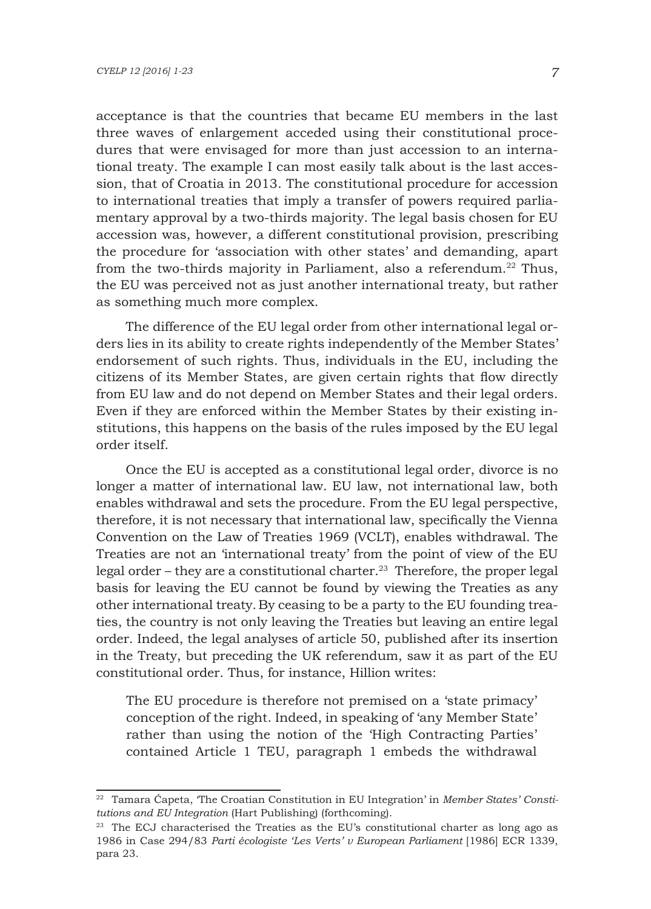acceptance is that the countries that became EU members in the last three waves of enlargement acceded using their constitutional procedures that were envisaged for more than just accession to an international treaty. The example I can most easily talk about is the last accession, that of Croatia in 2013. The constitutional procedure for accession to international treaties that imply a transfer of powers required parliamentary approval by a two-thirds majority. The legal basis chosen for EU accession was, however, a different constitutional provision, prescribing the procedure for 'association with other states' and demanding, apart from the two-thirds majority in Parliament, also a referendum.[22] Thus, the EU was perceived not as just another international treaty, but rather as something much more complex.

The difference of the EU legal order from other international legal orders lies in its ability to create rights independently of the Member States' endorsement of such rights. Thus, individuals in the EU, including the citizens of its Member States, are given certain rights that flow directly from EU law and do not depend on Member States and their legal orders. Even if they are enforced within the Member States by their existing institutions, this happens on the basis of the rules imposed by the EU legal order itself.

Once the EU is accepted as a constitutional legal order, divorce is no longer a matter of international law. EU law, not international law, both enables withdrawal and sets the procedure. From the EU legal perspective, therefore, it is not necessary that international law, specifically the Vienna Convention on the Law of Treaties 1969 (VCLT), enables withdrawal. The Treaties are not an 'international treaty' from the point of view of the EU legal order – they are a constitutional charter.[23] Therefore, the proper legal basis for leaving the EU cannot be found by viewing the Treaties as any other international treaty. By ceasing to be a party to the EU founding treaties, the country is not only leaving the Treaties but leaving an entire legal order. Indeed, the legal analyses of article 50, published after its insertion in the Treaty, but preceding the UK referendum, saw it as part of the EU constitutional order. Thus, for instance, Hillion writes:

> The EU procedure is therefore not premised on a 'state primacy' conception of the right. Indeed, in speaking of 'any Member State' rather than using the notion of the 'High Contracting Parties' contained Article 1 TEU, paragraph 1 embeds the withdrawal

---

[22] Tamara Ćapeta, 'The Croatian Constitution in EU Integration' in *Member States' Constitutions and EU Integration* (Hart Publishing) (forthcoming).

[23] The ECJ characterised the Treaties as the EU's constitutional charter as long ago as 1986 in Case 294/83 *Parti écologiste 'Les Verts' v European Parliament* [1986] ECR 1339, para 23.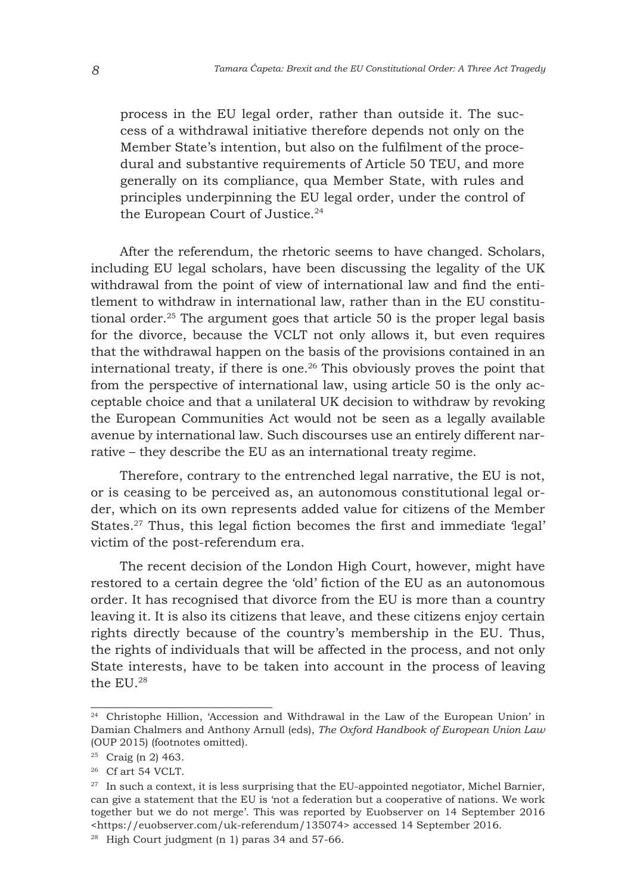> process in the EU legal order, rather than outside it. The success of a withdrawal initiative therefore depends not only on the Member State's intention, but also on the fulfilment of the procedural and substantive requirements of Article 50 TEU, and more generally on its compliance, qua Member State, with rules and principles underpinning the EU legal order, under the control of the European Court of Justice.[24]

After the referendum, the rhetoric seems to have changed. Scholars, including EU legal scholars, have been discussing the legality of the UK withdrawal from the point of view of international law and find the entitlement to withdraw in international law, rather than in the EU constitutional order.[25] The argument goes that article 50 is the proper legal basis for the divorce, because the VCLT not only allows it, but even requires that the withdrawal happen on the basis of the provisions contained in an international treaty, if there is one.[26] This obviously proves the point that from the perspective of international law, using article 50 is the only acceptable choice and that a unilateral UK decision to withdraw by revoking the European Communities Act would not be seen as a legally available avenue by international law. Such discourses use an entirely different narrative – they describe the EU as an international treaty regime.

Therefore, contrary to the entrenched legal narrative, the EU is not, or is ceasing to be perceived as, an autonomous constitutional legal order, which on its own represents added value for citizens of the Member States.[27] Thus, this legal fiction becomes the first and immediate 'legal' victim of the post-referendum era.

The recent decision of the London High Court, however, might have restored to a certain degree the 'old' fiction of the EU as an autonomous order. It has recognised that divorce from the EU is more than a country leaving it. It is also its citizens that leave, and these citizens enjoy certain rights directly because of the country's membership in the EU. Thus, the rights of individuals that will be affected in the process, and not only State interests, have to be taken into account in the process of leaving the EU.[28]

---

[24] Christophe Hillion, 'Accession and Withdrawal in the Law of the European Union' in Damian Chalmers and Anthony Arnull (eds), *The Oxford Handbook of European Union Law* (OUP 2015) (footnotes omitted).

[25] Craig (n 2) 463.

[26] Cf art 54 VCLT.

[27] In such a context, it is less surprising that the EU-appointed negotiator, Michel Barnier, can give a statement that the EU is 'not a federation but a cooperative of nations. We work together but we do not merge'. This was reported by Euobserver on 14 September 2016 <https://euobserver.com/uk-referendum/135074> accessed 14 September 2016.

[28] High Court judgment (n 1) paras 34 and 57-66.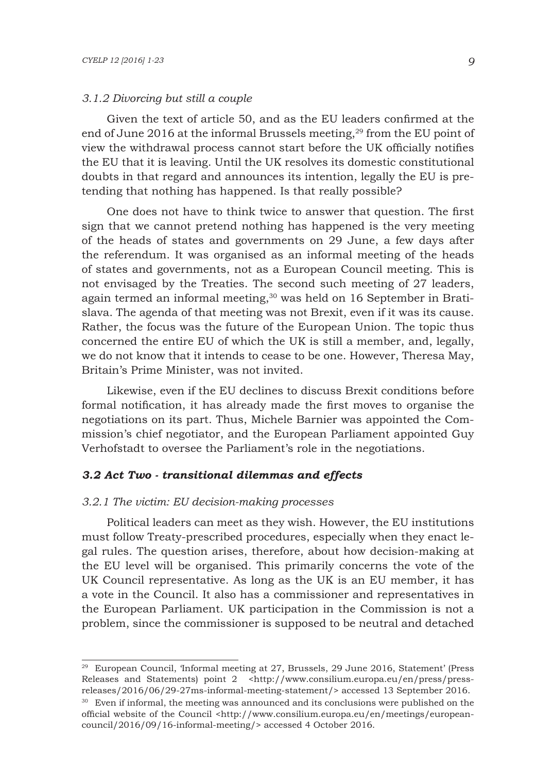*3.1.2 Divorcing but still a couple*

Given the text of article 50, and as the EU leaders confirmed at the end of June 2016 at the informal Brussels meeting,[29] from the EU point of view the withdrawal process cannot start before the UK officially notifies the EU that it is leaving. Until the UK resolves its domestic constitutional doubts in that regard and announces its intention, legally the EU is pretending that nothing has happened. Is that really possible?

One does not have to think twice to answer that question. The first sign that we cannot pretend nothing has happened is the very meeting of the heads of states and governments on 29 June, a few days after the referendum. It was organised as an informal meeting of the heads of states and governments, not as a European Council meeting. This is not envisaged by the Treaties. The second such meeting of 27 leaders, again termed an informal meeting,[30] was held on 16 September in Bratislava. The agenda of that meeting was not Brexit, even if it was its cause. Rather, the focus was the future of the European Union. The topic thus concerned the entire EU of which the UK is still a member, and, legally, we do not know that it intends to cease to be one. However, Theresa May, Britain's Prime Minister, was not invited.

Likewise, even if the EU declines to discuss Brexit conditions before formal notification, it has already made the first moves to organise the negotiations on its part. Thus, Michele Barnier was appointed the Commission's chief negotiator, and the European Parliament appointed Guy Verhofstadt to oversee the Parliament's role in the negotiations.

### *3.2 Act Two - transitional dilemmas and effects*

*3.2.1 The victim: EU decision-making processes*

Political leaders can meet as they wish. However, the EU institutions must follow Treaty-prescribed procedures, especially when they enact legal rules. The question arises, therefore, about how decision-making at the EU level will be organised. This primarily concerns the vote of the UK Council representative. As long as the UK is an EU member, it has a vote in the Council. It also has a commissioner and representatives in the European Parliament. UK participation in the Commission is not a problem, since the commissioner is supposed to be neutral and detached

---

[29] European Council, 'Informal meeting at 27, Brussels, 29 June 2016, Statement' (Press Releases and Statements) point 2 <http://www.consilium.europa.eu/en/press/press-releases/2016/06/29-27ms-informal-meeting-statement/> accessed 13 September 2016.

[30] Even if informal, the meeting was announced and its conclusions were published on the official website of the Council <http://www.consilium.europa.eu/en/meetings/european-council/2016/09/16-informal-meeting/> accessed 4 October 2016.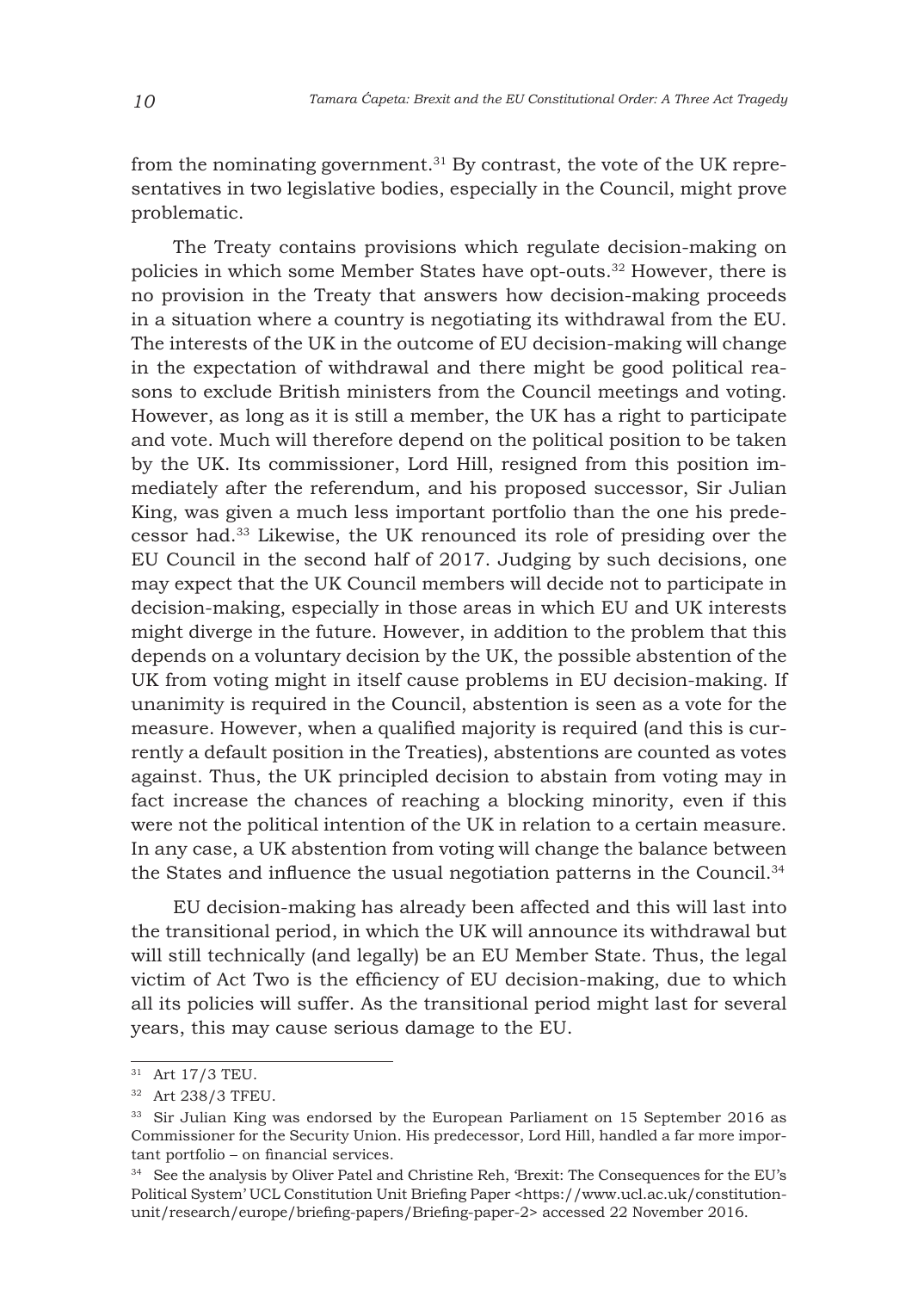from the nominating government.[31] By contrast, the vote of the UK representatives in two legislative bodies, especially in the Council, might prove problematic.

The Treaty contains provisions which regulate decision-making on policies in which some Member States have opt-outs.[32] However, there is no provision in the Treaty that answers how decision-making proceeds in a situation where a country is negotiating its withdrawal from the EU. The interests of the UK in the outcome of EU decision-making will change in the expectation of withdrawal and there might be good political reasons to exclude British ministers from the Council meetings and voting. However, as long as it is still a member, the UK has a right to participate and vote. Much will therefore depend on the political position to be taken by the UK. Its commissioner, Lord Hill, resigned from this position immediately after the referendum, and his proposed successor, Sir Julian King, was given a much less important portfolio than the one his predecessor had.[33] Likewise, the UK renounced its role of presiding over the EU Council in the second half of 2017. Judging by such decisions, one may expect that the UK Council members will decide not to participate in decision-making, especially in those areas in which EU and UK interests might diverge in the future. However, in addition to the problem that this depends on a voluntary decision by the UK, the possible abstention of the UK from voting might in itself cause problems in EU decision-making. If unanimity is required in the Council, abstention is seen as a vote for the measure. However, when a qualified majority is required (and this is currently a default position in the Treaties), abstentions are counted as votes against. Thus, the UK principled decision to abstain from voting may in fact increase the chances of reaching a blocking minority, even if this were not the political intention of the UK in relation to a certain measure. In any case, a UK abstention from voting will change the balance between the States and influence the usual negotiation patterns in the Council.[34]

EU decision-making has already been affected and this will last into the transitional period, in which the UK will announce its withdrawal but will still technically (and legally) be an EU Member State. Thus, the legal victim of Act Two is the efficiency of EU decision-making, due to which all its policies will suffer. As the transitional period might last for several years, this may cause serious damage to the EU.

---

[31] Art 17/3 TEU.

[32] Art 238/3 TFEU.

[33] Sir Julian King was endorsed by the European Parliament on 15 September 2016 as Commissioner for the Security Union. His predecessor, Lord Hill, handled a far more important portfolio – on financial services.

[34] See the analysis by Oliver Patel and Christine Reh, 'Brexit: The Consequences for the EU's Political System' UCL Constitution Unit Briefing Paper <https://www.ucl.ac.uk/constitution-unit/research/europe/briefing-papers/Briefing-paper-2> accessed 22 November 2016.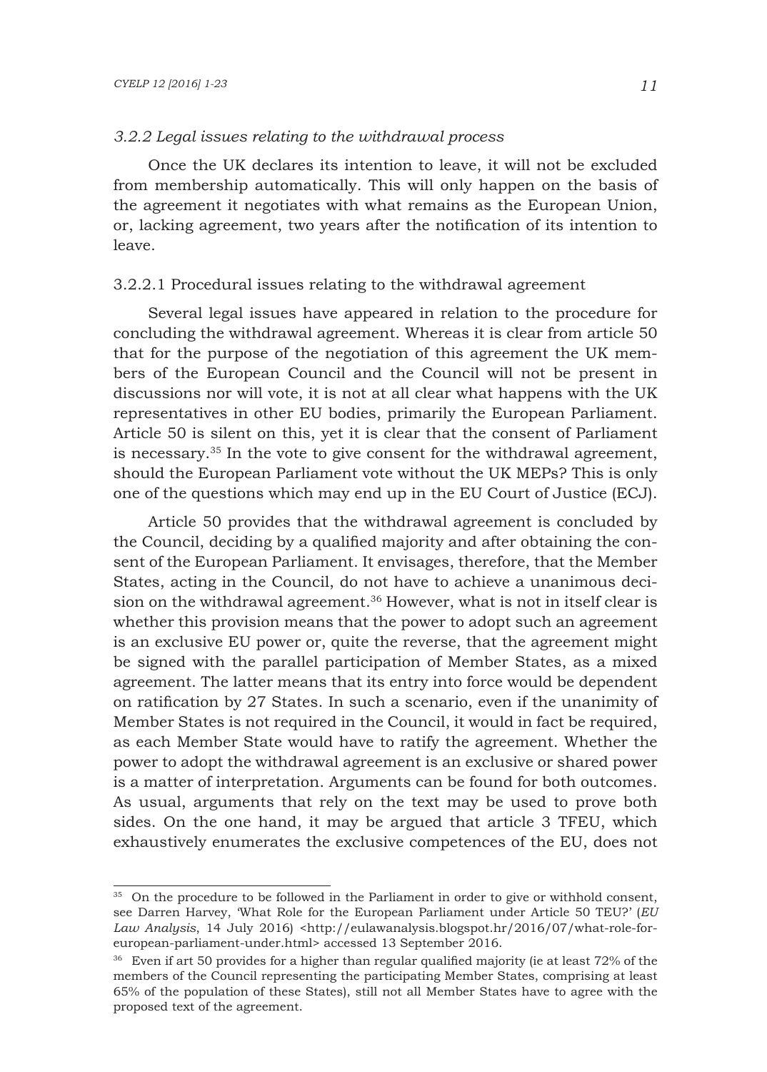### *3.2.2 Legal issues relating to the withdrawal process*

Once the UK declares its intention to leave, it will not be excluded from membership automatically. This will only happen on the basis of the agreement it negotiates with what remains as the European Union, or, lacking agreement, two years after the notification of its intention to leave.

#### 3.2.2.1 Procedural issues relating to the withdrawal agreement

Several legal issues have appeared in relation to the procedure for concluding the withdrawal agreement. Whereas it is clear from article 50 that for the purpose of the negotiation of this agreement the UK members of the European Council and the Council will not be present in discussions nor will vote, it is not at all clear what happens with the UK representatives in other EU bodies, primarily the European Parliament. Article 50 is silent on this, yet it is clear that the consent of Parliament is necessary.[35] In the vote to give consent for the withdrawal agreement, should the European Parliament vote without the UK MEPs? This is only one of the questions which may end up in the EU Court of Justice (ECJ).

Article 50 provides that the withdrawal agreement is concluded by the Council, deciding by a qualified majority and after obtaining the consent of the European Parliament. It envisages, therefore, that the Member States, acting in the Council, do not have to achieve a unanimous decision on the withdrawal agreement.[36] However, what is not in itself clear is whether this provision means that the power to adopt such an agreement is an exclusive EU power or, quite the reverse, that the agreement might be signed with the parallel participation of Member States, as a mixed agreement. The latter means that its entry into force would be dependent on ratification by 27 States. In such a scenario, even if the unanimity of Member States is not required in the Council, it would in fact be required, as each Member State would have to ratify the agreement. Whether the power to adopt the withdrawal agreement is an exclusive or shared power is a matter of interpretation. Arguments can be found for both outcomes. As usual, arguments that rely on the text may be used to prove both sides. On the one hand, it may be argued that article 3 TFEU, which exhaustively enumerates the exclusive competences of the EU, does not

---

[35] On the procedure to be followed in the Parliament in order to give or withhold consent, see Darren Harvey, 'What Role for the European Parliament under Article 50 TEU?' (*EU Law Analysis*, 14 July 2016) <http://eulawanalysis.blogspot.hr/2016/07/what-role-for-european-parliament-under.html> accessed 13 September 2016.

[36] Even if art 50 provides for a higher than regular qualified majority (ie at least 72% of the members of the Council representing the participating Member States, comprising at least 65% of the population of these States), still not all Member States have to agree with the proposed text of the agreement.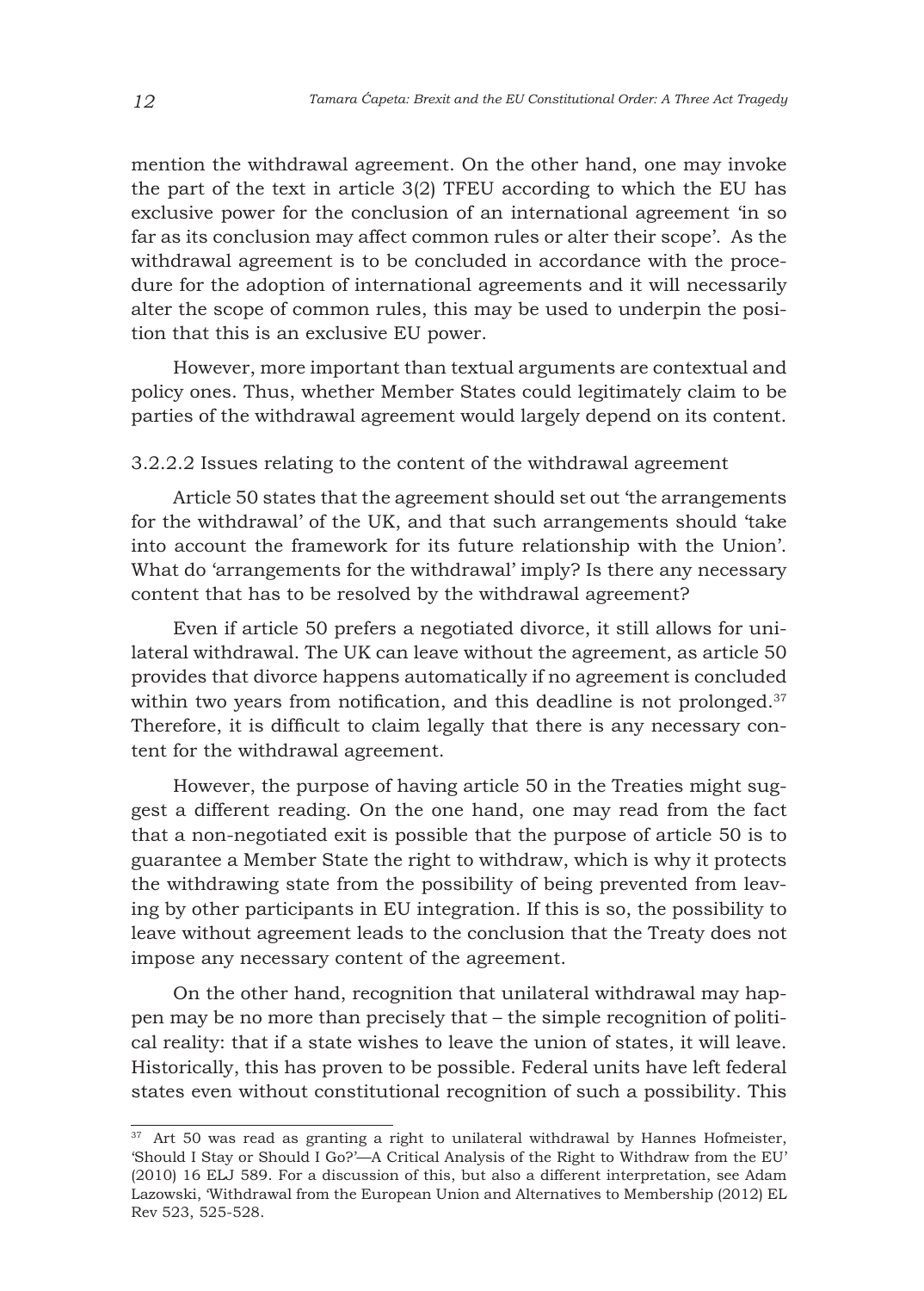mention the withdrawal agreement. On the other hand, one may invoke the part of the text in article 3(2) TFEU according to which the EU has exclusive power for the conclusion of an international agreement 'in so far as its conclusion may affect common rules or alter their scope'. As the withdrawal agreement is to be concluded in accordance with the procedure for the adoption of international agreements and it will necessarily alter the scope of common rules, this may be used to underpin the position that this is an exclusive EU power.

However, more important than textual arguments are contextual and policy ones. Thus, whether Member States could legitimately claim to be parties of the withdrawal agreement would largely depend on its content.

#### 3.2.2.2 Issues relating to the content of the withdrawal agreement

Article 50 states that the agreement should set out 'the arrangements for the withdrawal' of the UK, and that such arrangements should 'take into account the framework for its future relationship with the Union'. What do 'arrangements for the withdrawal' imply? Is there any necessary content that has to be resolved by the withdrawal agreement?

Even if article 50 prefers a negotiated divorce, it still allows for unilateral withdrawal. The UK can leave without the agreement, as article 50 provides that divorce happens automatically if no agreement is concluded within two years from notification, and this deadline is not prolonged.[37] Therefore, it is difficult to claim legally that there is any necessary content for the withdrawal agreement.

However, the purpose of having article 50 in the Treaties might suggest a different reading. On the one hand, one may read from the fact that a non-negotiated exit is possible that the purpose of article 50 is to guarantee a Member State the right to withdraw, which is why it protects the withdrawing state from the possibility of being prevented from leaving by other participants in EU integration. If this is so, the possibility to leave without agreement leads to the conclusion that the Treaty does not impose any necessary content of the agreement.

On the other hand, recognition that unilateral withdrawal may happen may be no more than precisely that – the simple recognition of political reality: that if a state wishes to leave the union of states, it will leave. Historically, this has proven to be possible. Federal units have left federal states even without constitutional recognition of such a possibility. This

---

[37] Art 50 was read as granting a right to unilateral withdrawal by Hannes Hofmeister, 'Should I Stay or Should I Go?'—A Critical Analysis of the Right to Withdraw from the EU' (2010) 16 ELJ 589. For a discussion of this, but also a different interpretation, see Adam Lazowski, 'Withdrawal from the European Union and Alternatives to Membership (2012) EL Rev 523, 525-528.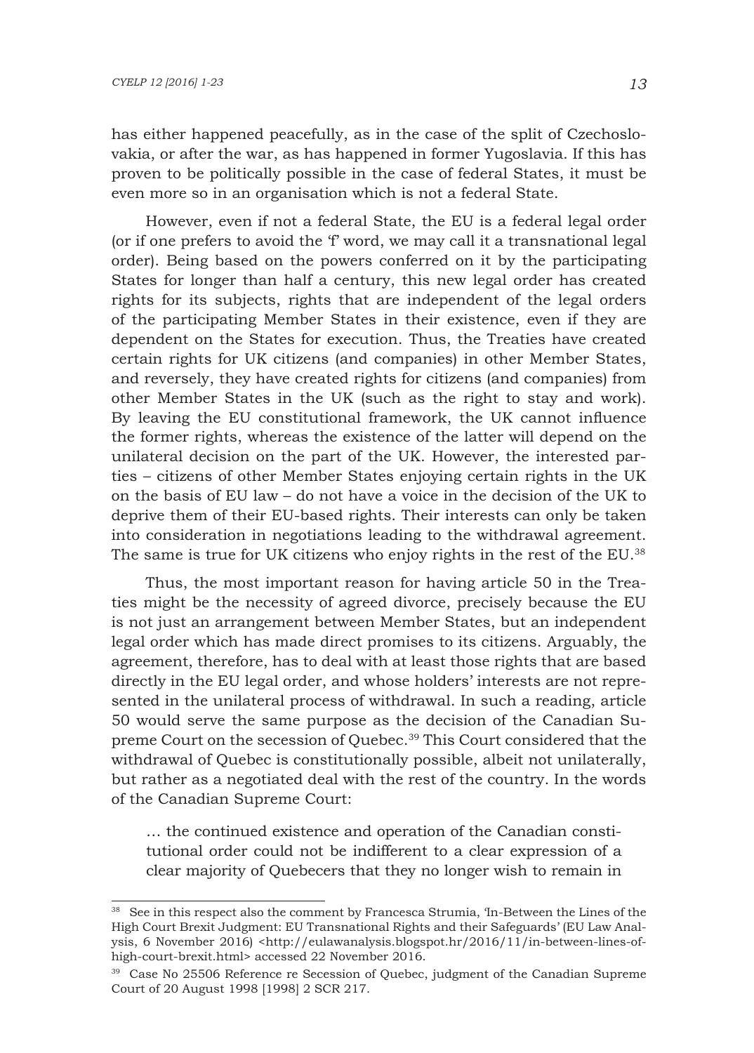has either happened peacefully, as in the case of the split of Czechoslovakia, or after the war, as has happened in former Yugoslavia. If this has proven to be politically possible in the case of federal States, it must be even more so in an organisation which is not a federal State.

However, even if not a federal State, the EU is a federal legal order (or if one prefers to avoid the 'f' word, we may call it a transnational legal order). Being based on the powers conferred on it by the participating States for longer than half a century, this new legal order has created rights for its subjects, rights that are independent of the legal orders of the participating Member States in their existence, even if they are dependent on the States for execution. Thus, the Treaties have created certain rights for UK citizens (and companies) in other Member States, and reversely, they have created rights for citizens (and companies) from other Member States in the UK (such as the right to stay and work). By leaving the EU constitutional framework, the UK cannot influence the former rights, whereas the existence of the latter will depend on the unilateral decision on the part of the UK. However, the interested parties – citizens of other Member States enjoying certain rights in the UK on the basis of EU law – do not have a voice in the decision of the UK to deprive them of their EU-based rights. Their interests can only be taken into consideration in negotiations leading to the withdrawal agreement. The same is true for UK citizens who enjoy rights in the rest of the EU.[38]

Thus, the most important reason for having article 50 in the Treaties might be the necessity of agreed divorce, precisely because the EU is not just an arrangement between Member States, but an independent legal order which has made direct promises to its citizens. Arguably, the agreement, therefore, has to deal with at least those rights that are based directly in the EU legal order, and whose holders' interests are not represented in the unilateral process of withdrawal. In such a reading, article 50 would serve the same purpose as the decision of the Canadian Supreme Court on the secession of Quebec.[39] This Court considered that the withdrawal of Quebec is constitutionally possible, albeit not unilaterally, but rather as a negotiated deal with the rest of the country. In the words of the Canadian Supreme Court:

> … the continued existence and operation of the Canadian constitutional order could not be indifferent to a clear expression of a clear majority of Quebecers that they no longer wish to remain in

---

[38] See in this respect also the comment by Francesca Strumia, 'In-Between the Lines of the High Court Brexit Judgment: EU Transnational Rights and their Safeguards' (EU Law Analysis, 6 November 2016) <http://eulawanalysis.blogspot.hr/2016/11/in-between-lines-of-high-court-brexit.html> accessed 22 November 2016.

[39] Case No 25506 Reference re Secession of Quebec, judgment of the Canadian Supreme Court of 20 August 1998 [1998] 2 SCR 217.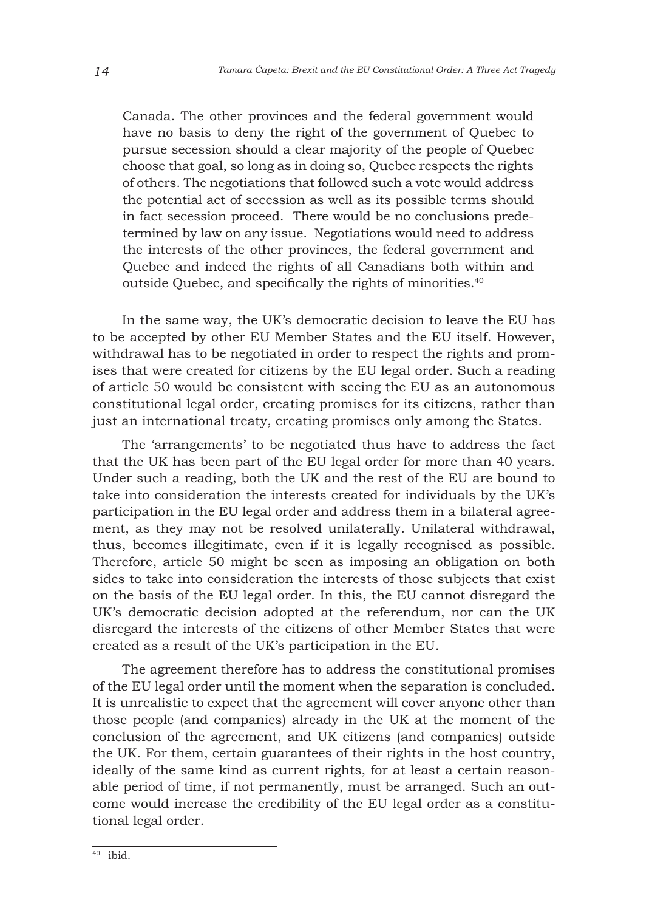> Canada. The other provinces and the federal government would have no basis to deny the right of the government of Quebec to pursue secession should a clear majority of the people of Quebec choose that goal, so long as in doing so, Quebec respects the rights of others. The negotiations that followed such a vote would address the potential act of secession as well as its possible terms should in fact secession proceed. There would be no conclusions predetermined by law on any issue. Negotiations would need to address the interests of the other provinces, the federal government and Quebec and indeed the rights of all Canadians both within and outside Quebec, and specifically the rights of minorities.[40]

In the same way, the UK's democratic decision to leave the EU has to be accepted by other EU Member States and the EU itself. However, withdrawal has to be negotiated in order to respect the rights and promises that were created for citizens by the EU legal order. Such a reading of article 50 would be consistent with seeing the EU as an autonomous constitutional legal order, creating promises for its citizens, rather than just an international treaty, creating promises only among the States.

The 'arrangements' to be negotiated thus have to address the fact that the UK has been part of the EU legal order for more than 40 years. Under such a reading, both the UK and the rest of the EU are bound to take into consideration the interests created for individuals by the UK's participation in the EU legal order and address them in a bilateral agreement, as they may not be resolved unilaterally. Unilateral withdrawal, thus, becomes illegitimate, even if it is legally recognised as possible. Therefore, article 50 might be seen as imposing an obligation on both sides to take into consideration the interests of those subjects that exist on the basis of the EU legal order. In this, the EU cannot disregard the UK's democratic decision adopted at the referendum, nor can the UK disregard the interests of the citizens of other Member States that were created as a result of the UK's participation in the EU.

The agreement therefore has to address the constitutional promises of the EU legal order until the moment when the separation is concluded. It is unrealistic to expect that the agreement will cover anyone other than those people (and companies) already in the UK at the moment of the conclusion of the agreement, and UK citizens (and companies) outside the UK. For them, certain guarantees of their rights in the host country, ideally of the same kind as current rights, for at least a certain reasonable period of time, if not permanently, must be arranged. Such an outcome would increase the credibility of the EU legal order as a constitutional legal order.

[40] ibid.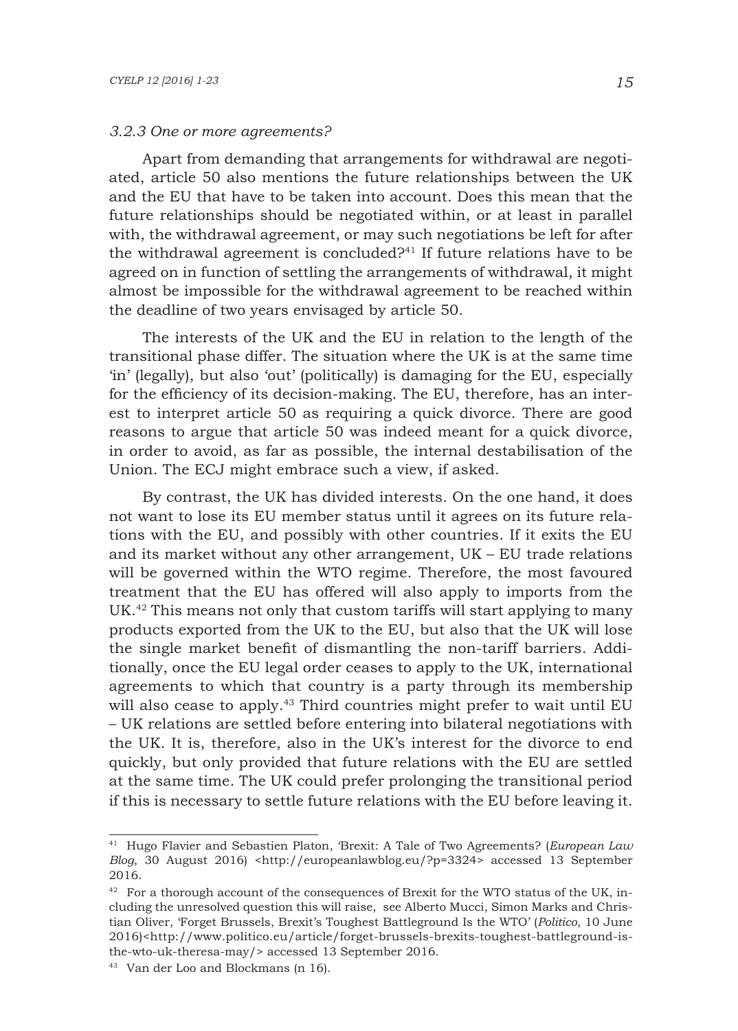### *3.2.3 One or more agreements?*

Apart from demanding that arrangements for withdrawal are negotiated, article 50 also mentions the future relationships between the UK and the EU that have to be taken into account. Does this mean that the future relationships should be negotiated within, or at least in parallel with, the withdrawal agreement, or may such negotiations be left for after the withdrawal agreement is concluded?[41] If future relations have to be agreed on in function of settling the arrangements of withdrawal, it might almost be impossible for the withdrawal agreement to be reached within the deadline of two years envisaged by article 50.

The interests of the UK and the EU in relation to the length of the transitional phase differ. The situation where the UK is at the same time 'in' (legally), but also 'out' (politically) is damaging for the EU, especially for the efficiency of its decision-making. The EU, therefore, has an interest to interpret article 50 as requiring a quick divorce. There are good reasons to argue that article 50 was indeed meant for a quick divorce, in order to avoid, as far as possible, the internal destabilisation of the Union. The ECJ might embrace such a view, if asked.

By contrast, the UK has divided interests. On the one hand, it does not want to lose its EU member status until it agrees on its future relations with the EU, and possibly with other countries. If it exits the EU and its market without any other arrangement, UK – EU trade relations will be governed within the WTO regime. Therefore, the most favoured treatment that the EU has offered will also apply to imports from the UK.[42] This means not only that custom tariffs will start applying to many products exported from the UK to the EU, but also that the UK will lose the single market benefit of dismantling the non-tariff barriers. Additionally, once the EU legal order ceases to apply to the UK, international agreements to which that country is a party through its membership will also cease to apply.[43] Third countries might prefer to wait until EU – UK relations are settled before entering into bilateral negotiations with the UK. It is, therefore, also in the UK's interest for the divorce to end quickly, but only provided that future relations with the EU are settled at the same time. The UK could prefer prolonging the transitional period if this is necessary to settle future relations with the EU before leaving it.

---

[41] Hugo Flavier and Sebastien Platon, 'Brexit: A Tale of Two Agreements? (*European Law Blog*, 30 August 2016) <http://europeanlawblog.eu/?p=3324> accessed 13 September 2016.

[42] For a thorough account of the consequences of Brexit for the WTO status of the UK, including the unresolved question this will raise, see Alberto Mucci, Simon Marks and Christian Oliver, 'Forget Brussels, Brexit's Toughest Battleground Is the WTO' (*Politico*, 10 June 2016)<http://www.politico.eu/article/forget-brussels-brexits-toughest-battleground-is-the-wto-uk-theresa-may/> accessed 13 September 2016.

[43] Van der Loo and Blockmans (n 16).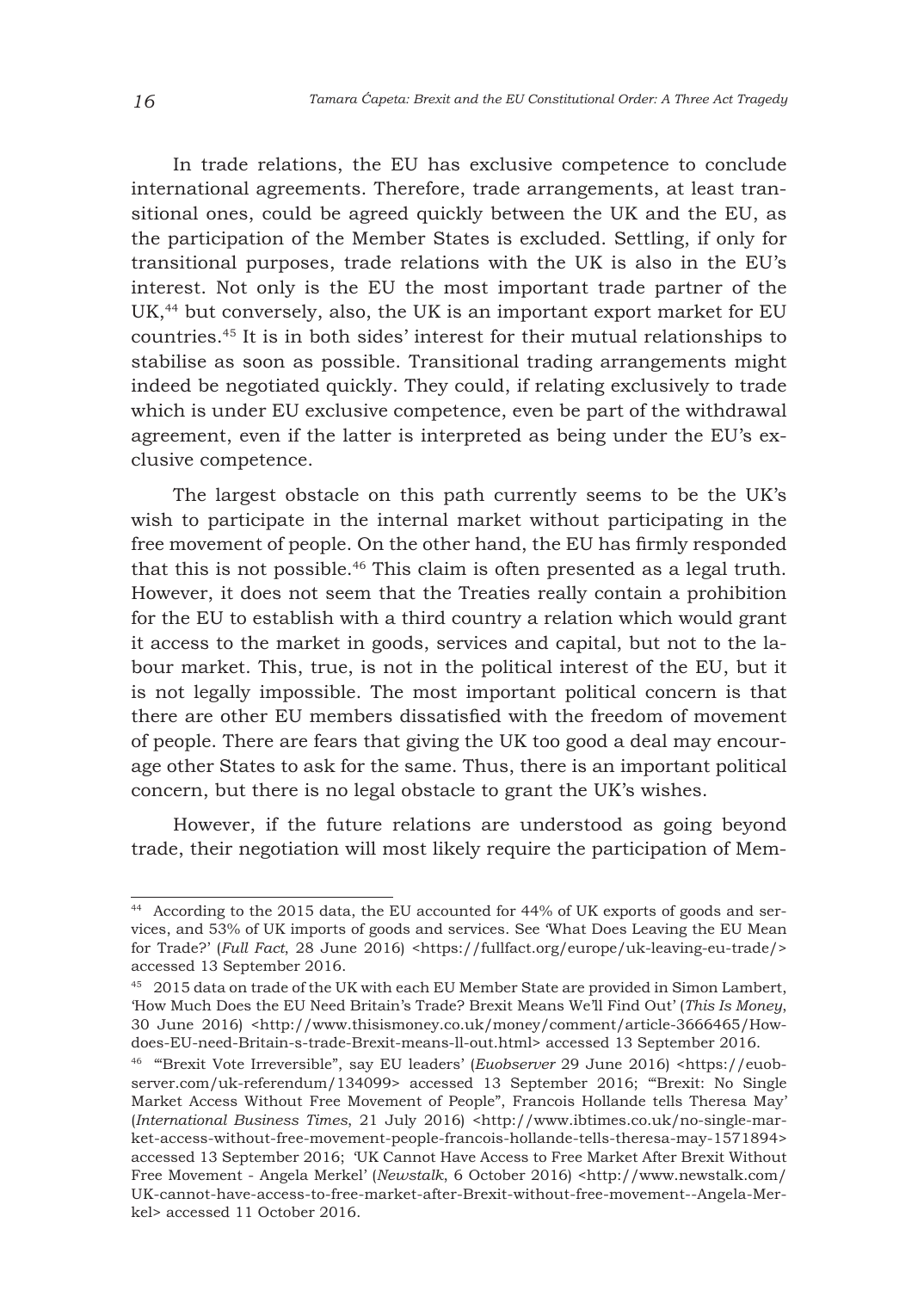In trade relations, the EU has exclusive competence to conclude international agreements. Therefore, trade arrangements, at least transitional ones, could be agreed quickly between the UK and the EU, as the participation of the Member States is excluded. Settling, if only for transitional purposes, trade relations with the UK is also in the EU's interest. Not only is the EU the most important trade partner of the UK,[44] but conversely, also, the UK is an important export market for EU countries.[45] It is in both sides' interest for their mutual relationships to stabilise as soon as possible. Transitional trading arrangements might indeed be negotiated quickly. They could, if relating exclusively to trade which is under EU exclusive competence, even be part of the withdrawal agreement, even if the latter is interpreted as being under the EU's exclusive competence.

The largest obstacle on this path currently seems to be the UK's wish to participate in the internal market without participating in the free movement of people. On the other hand, the EU has firmly responded that this is not possible.[46] This claim is often presented as a legal truth. However, it does not seem that the Treaties really contain a prohibition for the EU to establish with a third country a relation which would grant it access to the market in goods, services and capital, but not to the labour market. This, true, is not in the political interest of the EU, but it is not legally impossible. The most important political concern is that there are other EU members dissatisfied with the freedom of movement of people. There are fears that giving the UK too good a deal may encourage other States to ask for the same. Thus, there is an important political concern, but there is no legal obstacle to grant the UK's wishes.

However, if the future relations are understood as going beyond trade, their negotiation will most likely require the participation of Mem-

---

[44] According to the 2015 data, the EU accounted for 44% of UK exports of goods and services, and 53% of UK imports of goods and services. See 'What Does Leaving the EU Mean for Trade?' (*Full Fact*, 28 June 2016) <https://fullfact.org/europe/uk-leaving-eu-trade/> accessed 13 September 2016.

[45] 2015 data on trade of the UK with each EU Member State are provided in Simon Lambert, 'How Much Does the EU Need Britain's Trade? Brexit Means We'll Find Out' (*This Is Money*, 30 June 2016) <http://www.thisismoney.co.uk/money/comment/article-3666465/How-does-EU-need-Britain-s-trade-Brexit-means-ll-out.html> accessed 13 September 2016.

[46] '"Brexit Vote Irreversible", say EU leaders' (*Euobserver* 29 June 2016) <https://euobserver.com/uk-referendum/134099> accessed 13 September 2016; '"Brexit: No Single Market Access Without Free Movement of People", Francois Hollande tells Theresa May' (*International Business Times*, 21 July 2016) <http://www.ibtimes.co.uk/no-single-market-access-without-free-movement-people-francois-hollande-tells-theresa-may-1571894> accessed 13 September 2016; 'UK Cannot Have Access to Free Market After Brexit Without Free Movement - Angela Merkel' (*Newstalk*, 6 October 2016) <http://www.newstalk.com/UK-cannot-have-access-to-free-market-after-Brexit-without-free-movement--Angela-Merkel> accessed 11 October 2016.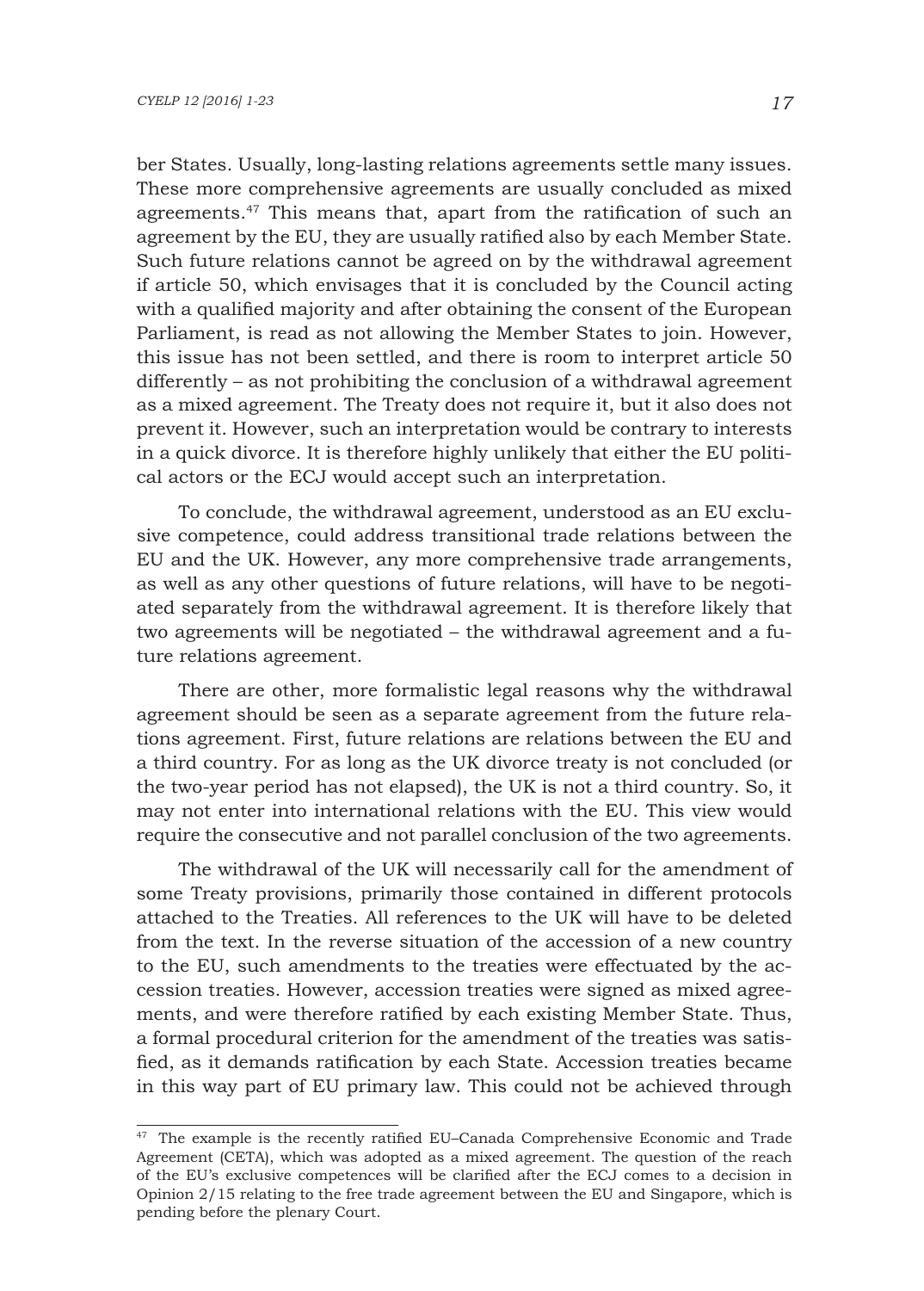ber States. Usually, long-lasting relations agreements settle many issues. These more comprehensive agreements are usually concluded as mixed agreements.[47] This means that, apart from the ratification of such an agreement by the EU, they are usually ratified also by each Member State. Such future relations cannot be agreed on by the withdrawal agreement if article 50, which envisages that it is concluded by the Council acting with a qualified majority and after obtaining the consent of the European Parliament, is read as not allowing the Member States to join. However, this issue has not been settled, and there is room to interpret article 50 differently – as not prohibiting the conclusion of a withdrawal agreement as a mixed agreement. The Treaty does not require it, but it also does not prevent it. However, such an interpretation would be contrary to interests in a quick divorce. It is therefore highly unlikely that either the EU political actors or the ECJ would accept such an interpretation.

To conclude, the withdrawal agreement, understood as an EU exclusive competence, could address transitional trade relations between the EU and the UK. However, any more comprehensive trade arrangements, as well as any other questions of future relations, will have to be negotiated separately from the withdrawal agreement. It is therefore likely that two agreements will be negotiated – the withdrawal agreement and a future relations agreement.

There are other, more formalistic legal reasons why the withdrawal agreement should be seen as a separate agreement from the future relations agreement. First, future relations are relations between the EU and a third country. For as long as the UK divorce treaty is not concluded (or the two-year period has not elapsed), the UK is not a third country. So, it may not enter into international relations with the EU. This view would require the consecutive and not parallel conclusion of the two agreements.

The withdrawal of the UK will necessarily call for the amendment of some Treaty provisions, primarily those contained in different protocols attached to the Treaties. All references to the UK will have to be deleted from the text. In the reverse situation of the accession of a new country to the EU, such amendments to the treaties were effectuated by the accession treaties. However, accession treaties were signed as mixed agreements, and were therefore ratified by each existing Member State. Thus, a formal procedural criterion for the amendment of the treaties was satisfied, as it demands ratification by each State. Accession treaties became in this way part of EU primary law. This could not be achieved through

[47] The example is the recently ratified EU–Canada Comprehensive Economic and Trade Agreement (CETA), which was adopted as a mixed agreement. The question of the reach of the EU's exclusive competences will be clarified after the ECJ comes to a decision in Opinion 2/15 relating to the free trade agreement between the EU and Singapore, which is pending before the plenary Court.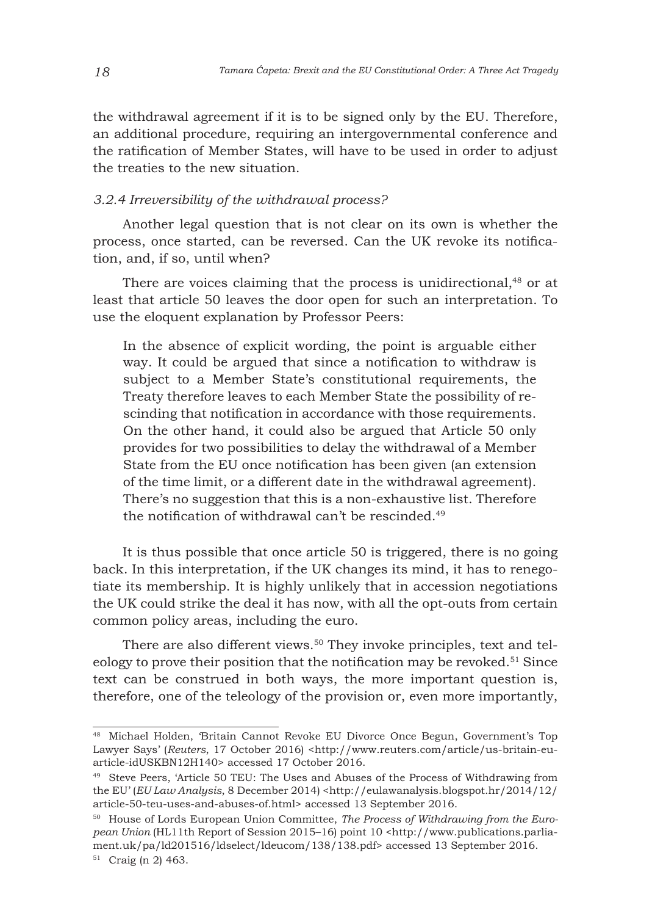the withdrawal agreement if it is to be signed only by the EU. Therefore, an additional procedure, requiring an intergovernmental conference and the ratification of Member States, will have to be used in order to adjust the treaties to the new situation.

### *3.2.4 Irreversibility of the withdrawal process?*

Another legal question that is not clear on its own is whether the process, once started, can be reversed. Can the UK revoke its notification, and, if so, until when?

There are voices claiming that the process is unidirectional,[48] or at least that article 50 leaves the door open for such an interpretation. To use the eloquent explanation by Professor Peers:

> In the absence of explicit wording, the point is arguable either way. It could be argued that since a notification to withdraw is subject to a Member State's constitutional requirements, the Treaty therefore leaves to each Member State the possibility of rescinding that notification in accordance with those requirements. On the other hand, it could also be argued that Article 50 only provides for two possibilities to delay the withdrawal of a Member State from the EU once notification has been given (an extension of the time limit, or a different date in the withdrawal agreement). There's no suggestion that this is a non-exhaustive list. Therefore the notification of withdrawal can't be rescinded.[49]

It is thus possible that once article 50 is triggered, there is no going back. In this interpretation, if the UK changes its mind, it has to renegotiate its membership. It is highly unlikely that in accession negotiations the UK could strike the deal it has now, with all the opt-outs from certain common policy areas, including the euro.

There are also different views.[50] They invoke principles, text and teleology to prove their position that the notification may be revoked.[51] Since text can be construed in both ways, the more important question is, therefore, one of the teleology of the provision or, even more importantly,

---

[48] Michael Holden, 'Britain Cannot Revoke EU Divorce Once Begun, Government's Top Lawyer Says' (*Reuters*, 17 October 2016) <http://www.reuters.com/article/us-britain-eu-article-idUSKBN12H140> accessed 17 October 2016.

[49] Steve Peers, 'Article 50 TEU: The Uses and Abuses of the Process of Withdrawing from the EU' (*EU Law Analysis*, 8 December 2014) <http://eulawanalysis.blogspot.hr/2014/12/article-50-teu-uses-and-abuses-of.html> accessed 13 September 2016.

[50] House of Lords European Union Committee, *The Process of Withdrawing from the European Union* (HL11th Report of Session 2015–16) point 10 <http://www.publications.parliament.uk/pa/ld201516/ldselect/ldeucom/138/138.pdf> accessed 13 September 2016.

[51] Craig (n 2) 463.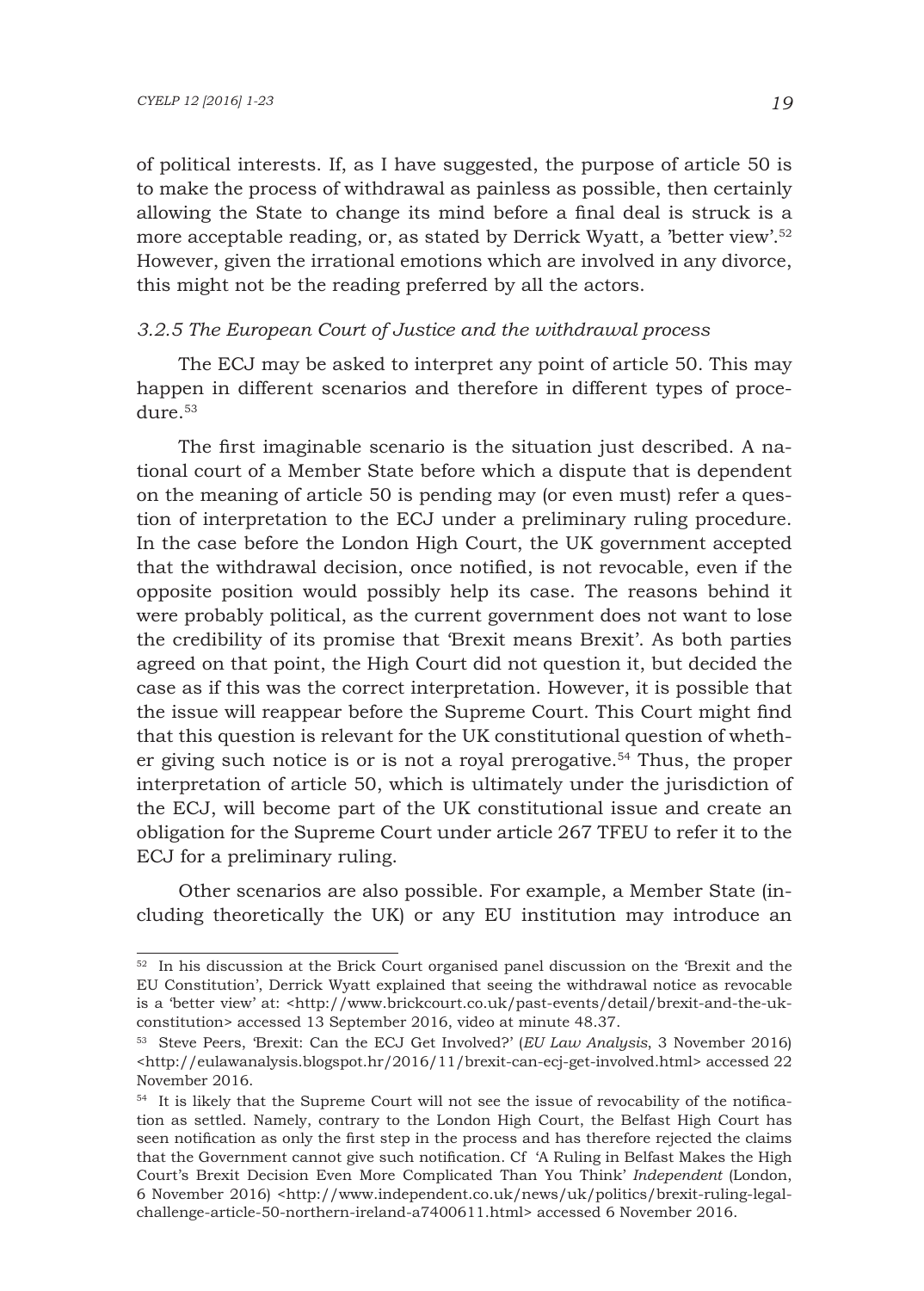of political interests. If, as I have suggested, the purpose of article 50 is to make the process of withdrawal as painless as possible, then certainly allowing the State to change its mind before a final deal is struck is a more acceptable reading, or, as stated by Derrick Wyatt, a 'better view'.[52] However, given the irrational emotions which are involved in any divorce, this might not be the reading preferred by all the actors.

### *3.2.5 The European Court of Justice and the withdrawal process*

The ECJ may be asked to interpret any point of article 50. This may happen in different scenarios and therefore in different types of procedure.[53]

The first imaginable scenario is the situation just described. A national court of a Member State before which a dispute that is dependent on the meaning of article 50 is pending may (or even must) refer a question of interpretation to the ECJ under a preliminary ruling procedure. In the case before the London High Court, the UK government accepted that the withdrawal decision, once notified, is not revocable, even if the opposite position would possibly help its case. The reasons behind it were probably political, as the current government does not want to lose the credibility of its promise that 'Brexit means Brexit'. As both parties agreed on that point, the High Court did not question it, but decided the case as if this was the correct interpretation. However, it is possible that the issue will reappear before the Supreme Court. This Court might find that this question is relevant for the UK constitutional question of whether giving such notice is or is not a royal prerogative.[54] Thus, the proper interpretation of article 50, which is ultimately under the jurisdiction of the ECJ, will become part of the UK constitutional issue and create an obligation for the Supreme Court under article 267 TFEU to refer it to the ECJ for a preliminary ruling.

Other scenarios are also possible. For example, a Member State (including theoretically the UK) or any EU institution may introduce an

---

[52] In his discussion at the Brick Court organised panel discussion on the 'Brexit and the EU Constitution', Derrick Wyatt explained that seeing the withdrawal notice as revocable is a 'better view' at: <http://www.brickcourt.co.uk/past-events/detail/brexit-and-the-uk-constitution> accessed 13 September 2016, video at minute 48.37.

[53] Steve Peers, 'Brexit: Can the ECJ Get Involved?' (*EU Law Analysis*, 3 November 2016) <http://eulawanalysis.blogspot.hr/2016/11/brexit-can-ecj-get-involved.html> accessed 22 November 2016.

[54] It is likely that the Supreme Court will not see the issue of revocability of the notification as settled. Namely, contrary to the London High Court, the Belfast High Court has seen notification as only the first step in the process and has therefore rejected the claims that the Government cannot give such notification. Cf 'A Ruling in Belfast Makes the High Court's Brexit Decision Even More Complicated Than You Think' *Independent* (London, 6 November 2016) <http://www.independent.co.uk/news/uk/politics/brexit-ruling-legal-challenge-article-50-northern-ireland-a7400611.html> accessed 6 November 2016.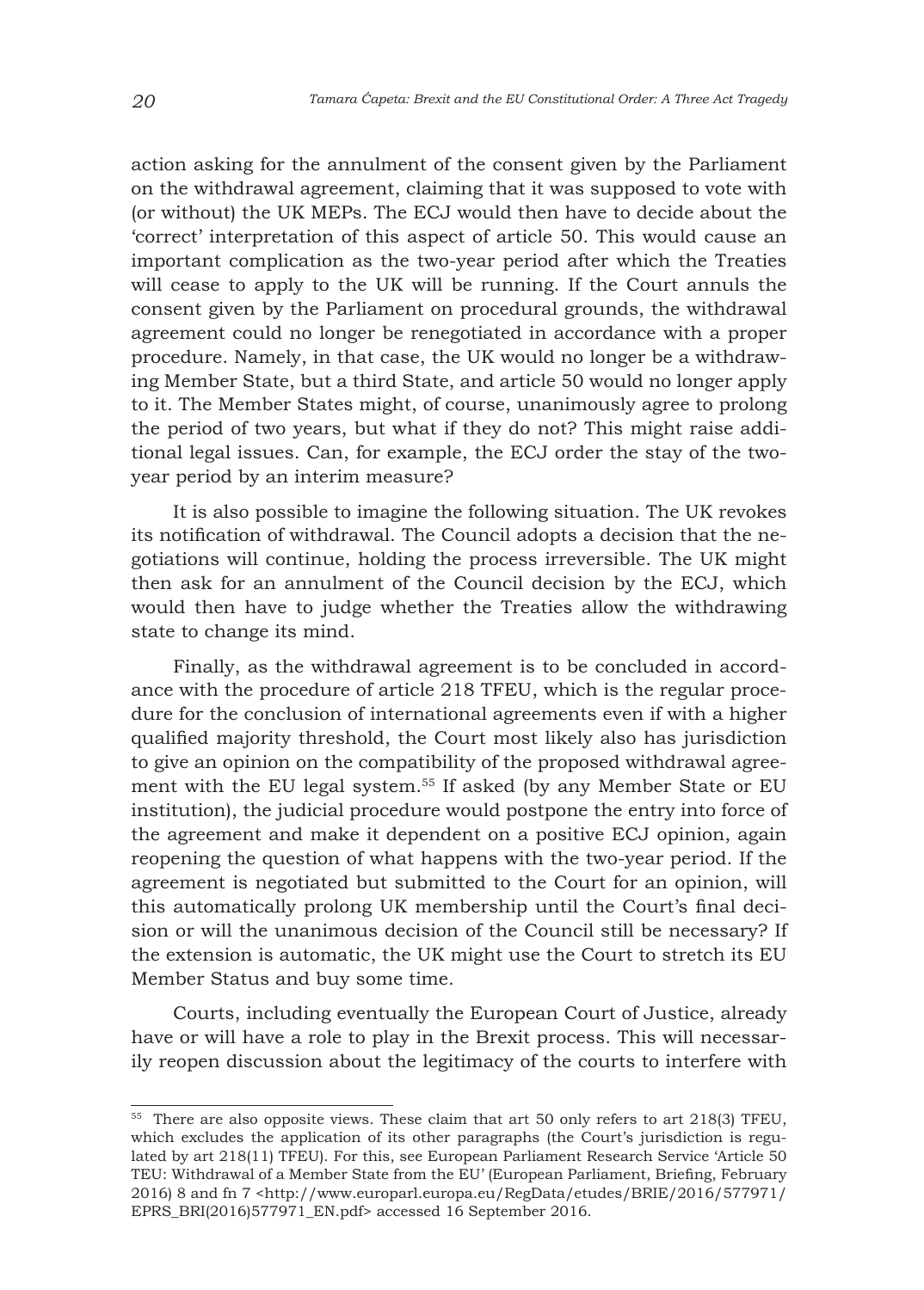action asking for the annulment of the consent given by the Parliament on the withdrawal agreement, claiming that it was supposed to vote with (or without) the UK MEPs. The ECJ would then have to decide about the 'correct' interpretation of this aspect of article 50. This would cause an important complication as the two-year period after which the Treaties will cease to apply to the UK will be running. If the Court annuls the consent given by the Parliament on procedural grounds, the withdrawal agreement could no longer be renegotiated in accordance with a proper procedure. Namely, in that case, the UK would no longer be a withdrawing Member State, but a third State, and article 50 would no longer apply to it. The Member States might, of course, unanimously agree to prolong the period of two years, but what if they do not? This might raise additional legal issues. Can, for example, the ECJ order the stay of the two-year period by an interim measure?

It is also possible to imagine the following situation. The UK revokes its notification of withdrawal. The Council adopts a decision that the negotiations will continue, holding the process irreversible. The UK might then ask for an annulment of the Council decision by the ECJ, which would then have to judge whether the Treaties allow the withdrawing state to change its mind.

Finally, as the withdrawal agreement is to be concluded in accordance with the procedure of article 218 TFEU, which is the regular procedure for the conclusion of international agreements even if with a higher qualified majority threshold, the Court most likely also has jurisdiction to give an opinion on the compatibility of the proposed withdrawal agreement with the EU legal system.[55] If asked (by any Member State or EU institution), the judicial procedure would postpone the entry into force of the agreement and make it dependent on a positive ECJ opinion, again reopening the question of what happens with the two-year period. If the agreement is negotiated but submitted to the Court for an opinion, will this automatically prolong UK membership until the Court's final decision or will the unanimous decision of the Council still be necessary? If the extension is automatic, the UK might use the Court to stretch its EU Member Status and buy some time.

Courts, including eventually the European Court of Justice, already have or will have a role to play in the Brexit process. This will necessarily reopen discussion about the legitimacy of the courts to interfere with

---

[55] There are also opposite views. These claim that art 50 only refers to art 218(3) TFEU, which excludes the application of its other paragraphs (the Court's jurisdiction is regulated by art 218(11) TFEU). For this, see European Parliament Research Service 'Article 50 TEU: Withdrawal of a Member State from the EU' (European Parliament, Briefing, February 2016) 8 and fn 7 <http://www.europarl.europa.eu/RegData/etudes/BRIE/2016/577971/EPRS_BRI(2016)577971_EN.pdf> accessed 16 September 2016.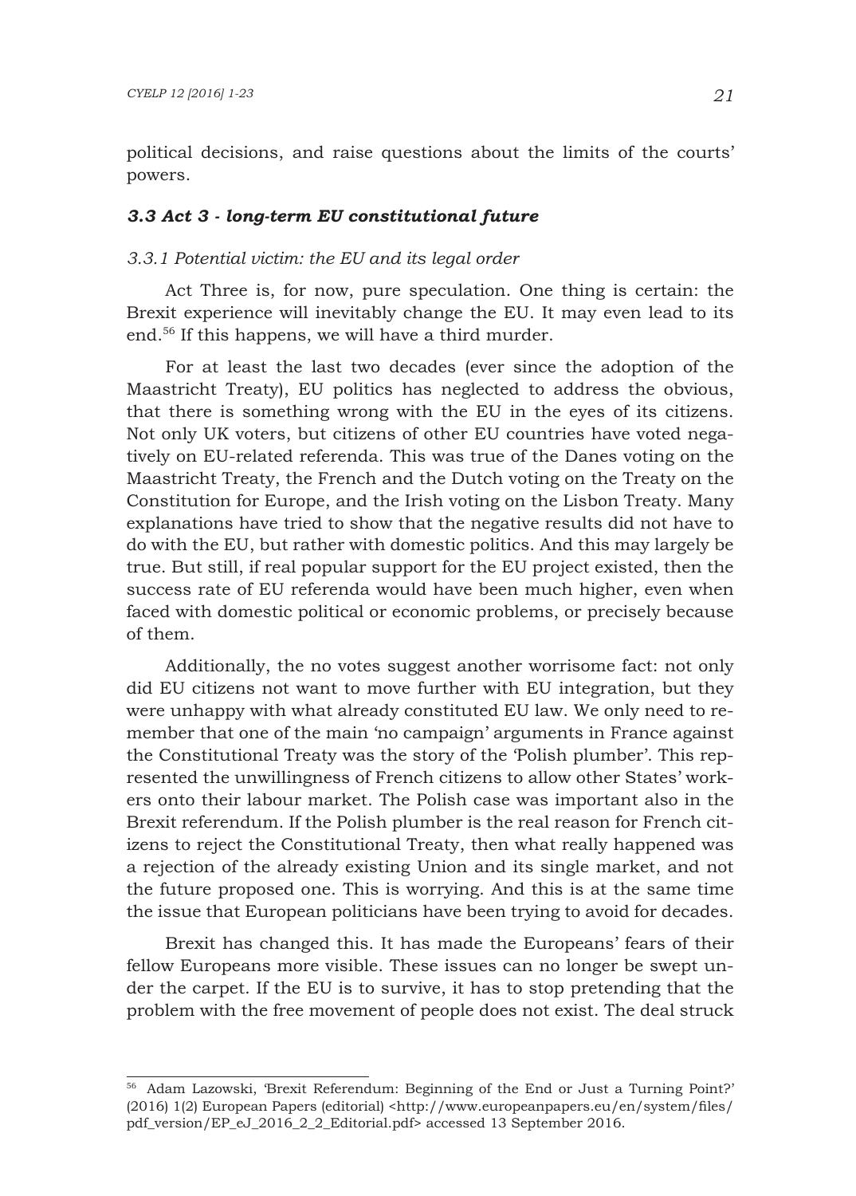political decisions, and raise questions about the limits of the courts' powers.

### *3.3 Act 3 - long-term EU constitutional future*

#### *3.3.1 Potential victim: the EU and its legal order*

Act Three is, for now, pure speculation. One thing is certain: the Brexit experience will inevitably change the EU. It may even lead to its end.[56] If this happens, we will have a third murder.

For at least the last two decades (ever since the adoption of the Maastricht Treaty), EU politics has neglected to address the obvious, that there is something wrong with the EU in the eyes of its citizens. Not only UK voters, but citizens of other EU countries have voted negatively on EU-related referenda. This was true of the Danes voting on the Maastricht Treaty, the French and the Dutch voting on the Treaty on the Constitution for Europe, and the Irish voting on the Lisbon Treaty. Many explanations have tried to show that the negative results did not have to do with the EU, but rather with domestic politics. And this may largely be true. But still, if real popular support for the EU project existed, then the success rate of EU referenda would have been much higher, even when faced with domestic political or economic problems, or precisely because of them.

Additionally, the no votes suggest another worrisome fact: not only did EU citizens not want to move further with EU integration, but they were unhappy with what already constituted EU law. We only need to remember that one of the main 'no campaign' arguments in France against the Constitutional Treaty was the story of the 'Polish plumber'. This represented the unwillingness of French citizens to allow other States' workers onto their labour market. The Polish case was important also in the Brexit referendum. If the Polish plumber is the real reason for French citizens to reject the Constitutional Treaty, then what really happened was a rejection of the already existing Union and its single market, and not the future proposed one. This is worrying. And this is at the same time the issue that European politicians have been trying to avoid for decades.

Brexit has changed this. It has made the Europeans' fears of their fellow Europeans more visible. These issues can no longer be swept under the carpet. If the EU is to survive, it has to stop pretending that the problem with the free movement of people does not exist. The deal struck

---

[56] Adam Lazowski, 'Brexit Referendum: Beginning of the End or Just a Turning Point?' (2016) 1(2) European Papers (editorial) <http://www.europeanpapers.eu/en/system/files/pdf_version/EP_eJ_2016_2_2_Editorial.pdf> accessed 13 September 2016.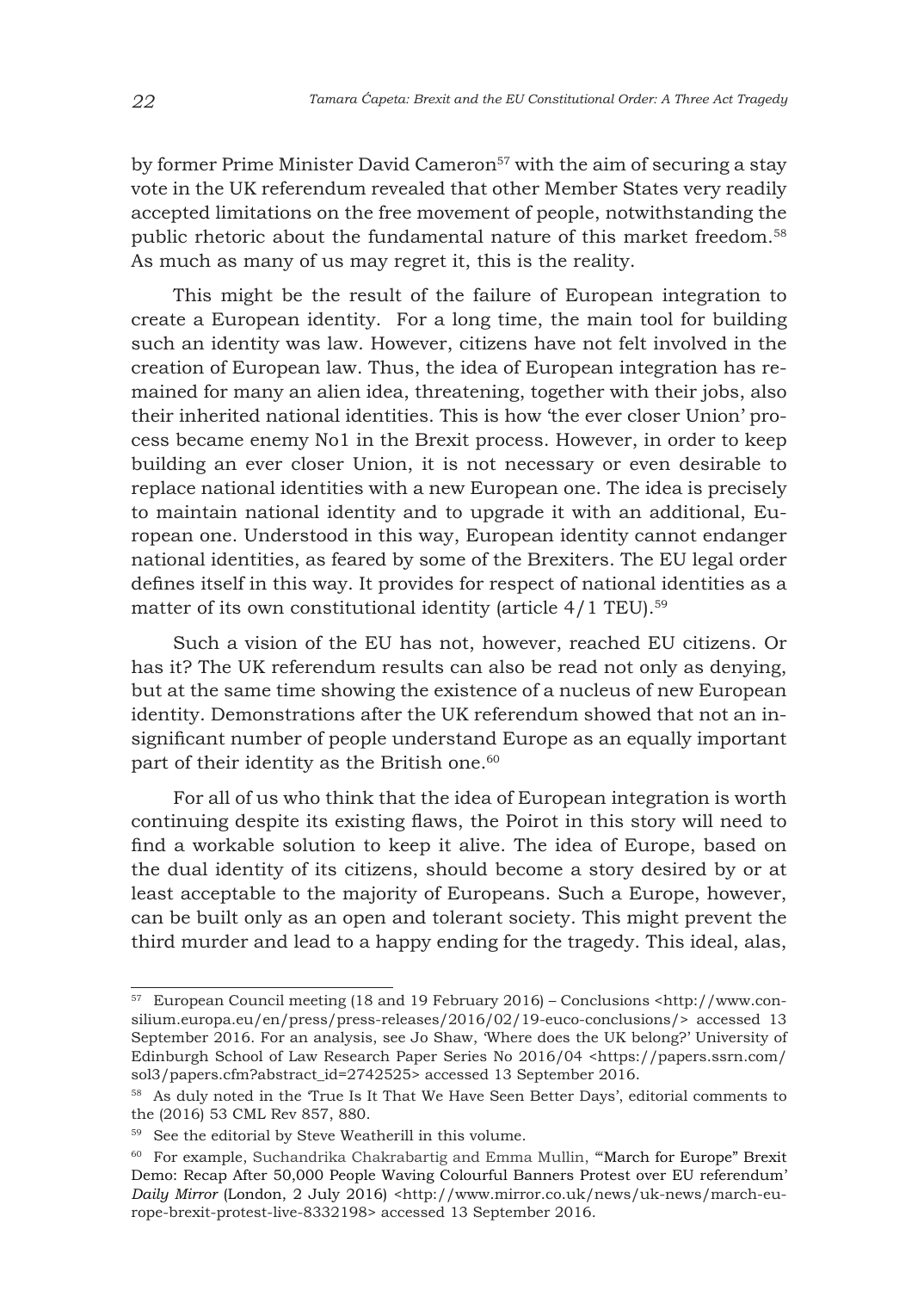by former Prime Minister David Cameron[57] with the aim of securing a stay vote in the UK referendum revealed that other Member States very readily accepted limitations on the free movement of people, notwithstanding the public rhetoric about the fundamental nature of this market freedom.[58] As much as many of us may regret it, this is the reality.

This might be the result of the failure of European integration to create a European identity. For a long time, the main tool for building such an identity was law. However, citizens have not felt involved in the creation of European law. Thus, the idea of European integration has remained for many an alien idea, threatening, together with their jobs, also their inherited national identities. This is how 'the ever closer Union' process became enemy No1 in the Brexit process. However, in order to keep building an ever closer Union, it is not necessary or even desirable to replace national identities with a new European one. The idea is precisely to maintain national identity and to upgrade it with an additional, European one. Understood in this way, European identity cannot endanger national identities, as feared by some of the Brexiters. The EU legal order defines itself in this way. It provides for respect of national identities as a matter of its own constitutional identity (article 4/1 TEU).[59]

Such a vision of the EU has not, however, reached EU citizens. Or has it? The UK referendum results can also be read not only as denying, but at the same time showing the existence of a nucleus of new European identity. Demonstrations after the UK referendum showed that not an insignificant number of people understand Europe as an equally important part of their identity as the British one.[60]

For all of us who think that the idea of European integration is worth continuing despite its existing flaws, the Poirot in this story will need to find a workable solution to keep it alive. The idea of Europe, based on the dual identity of its citizens, should become a story desired by or at least acceptable to the majority of Europeans. Such a Europe, however, can be built only as an open and tolerant society. This might prevent the third murder and lead to a happy ending for the tragedy. This ideal, alas,

---

[57] European Council meeting (18 and 19 February 2016) – Conclusions <http://www.consilium.europa.eu/en/press/press-releases/2016/02/19-euco-conclusions/> accessed 13 September 2016. For an analysis, see Jo Shaw, 'Where does the UK belong?' University of Edinburgh School of Law Research Paper Series No 2016/04 <https://papers.ssrn.com/sol3/papers.cfm?abstract_id=2742525> accessed 13 September 2016.

[58] As duly noted in the 'True Is It That We Have Seen Better Days', editorial comments to the (2016) 53 CML Rev 857, 880.

[59] See the editorial by Steve Weatherill in this volume.

[60] For example, Suchandrika Chakrabartig and Emma Mullin, '"March for Europe" Brexit Demo: Recap After 50,000 People Waving Colourful Banners Protest over EU referendum' *Daily Mirror* (London, 2 July 2016) <http://www.mirror.co.uk/news/uk-news/march-europe-brexit-protest-live-8332198> accessed 13 September 2016.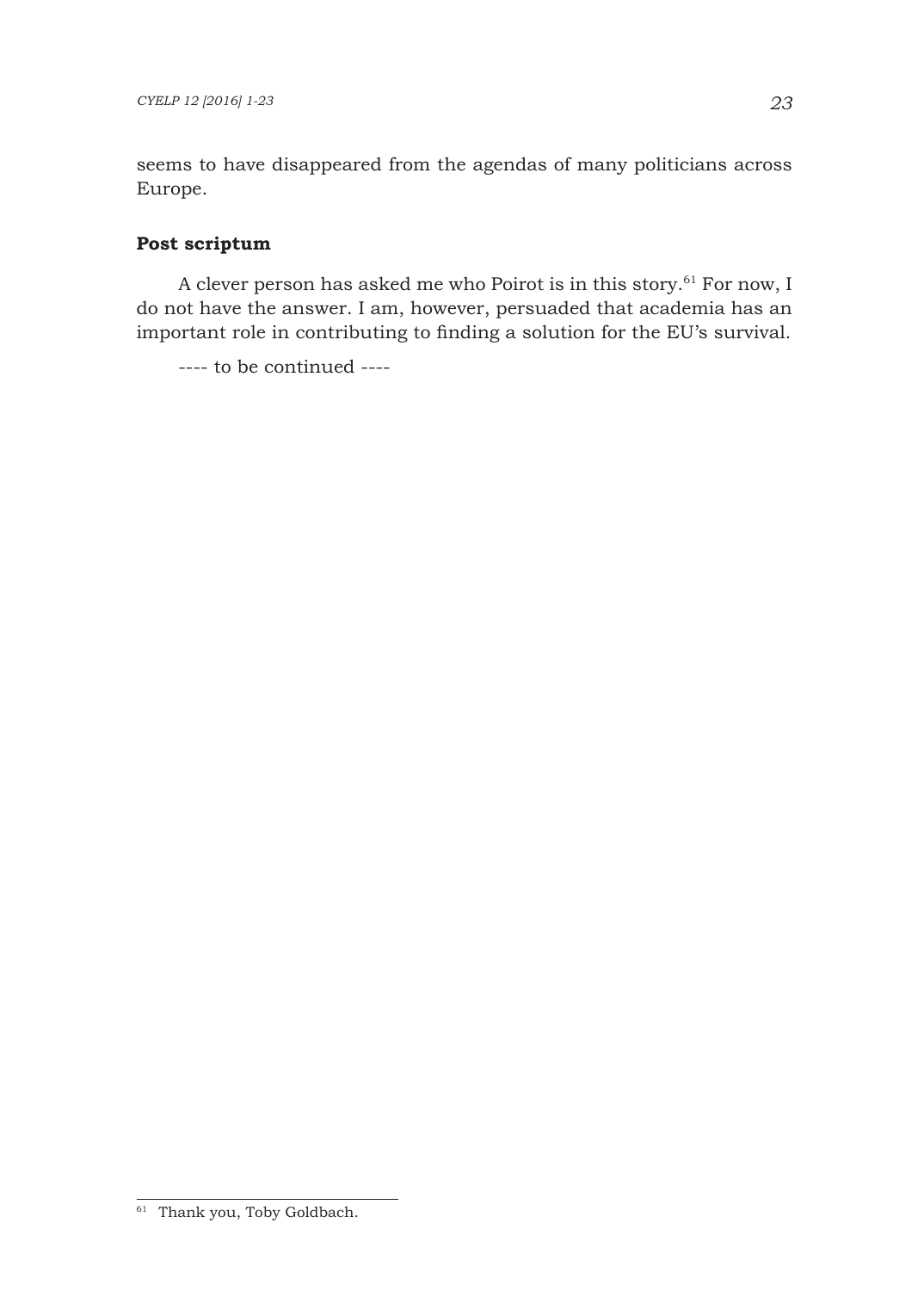seems to have disappeared from the agendas of many politicians across Europe.

**Post scriptum**

A clever person has asked me who Poirot is in this story.[61] For now, I do not have the answer. I am, however, persuaded that academia has an important role in contributing to finding a solution for the EU's survival.

---- to be continued ----

[61] Thank you, Toby Goldbach.